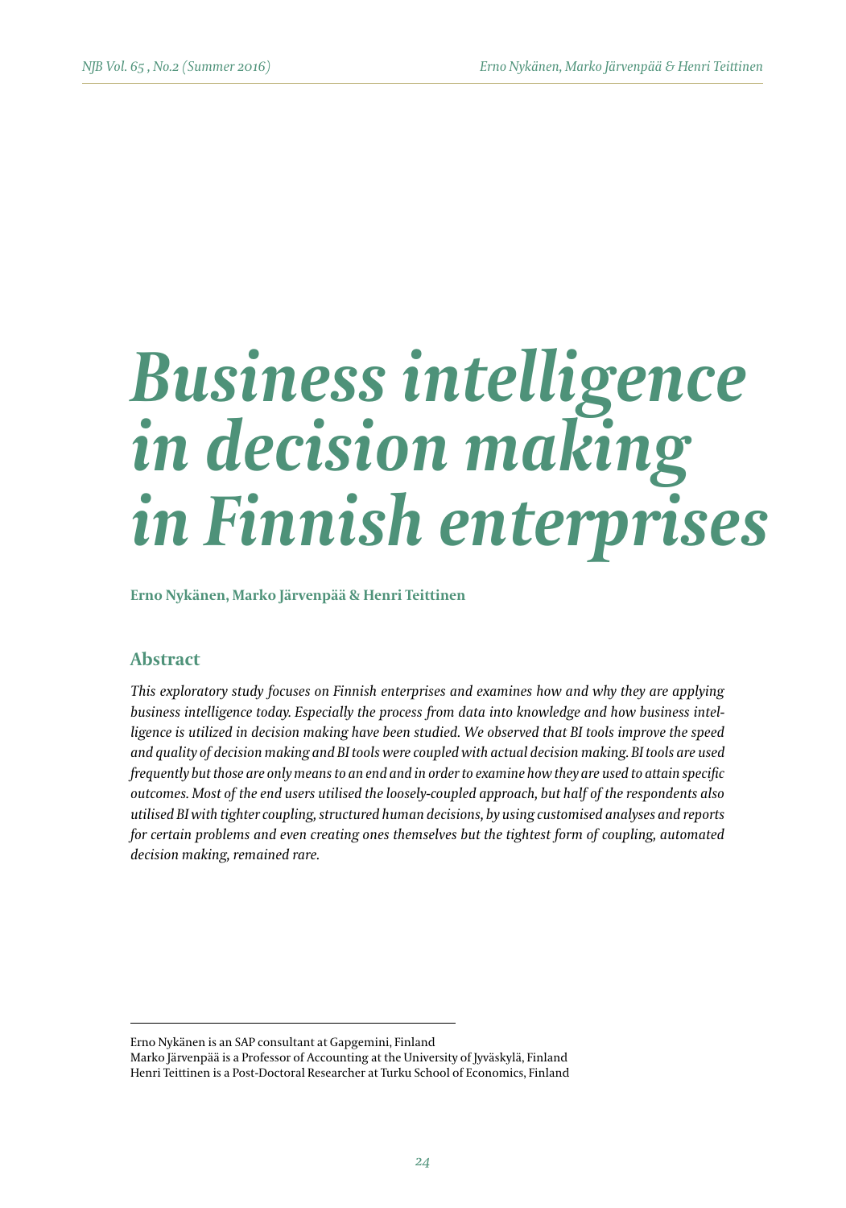# Business intelligence in decision making in Finnish enterprises

**Erno Nykänen, Marko Järvenpää & Henri Teittinen**

## Abstract

*This exploratory study focuses on Finnish enterprises and examines how and why they are applying business intelligence today. Especially the process from data into knowledge and how business intelligence is utilized in decision making have been studied. We observed that BI tools improve the speed and quality of decision making and BI tools were coupled with actual decision making. BI tools are used frequently but those are only means to an end and in order to examine how they are used to attain specific outcomes. Most of the end users utilised the loosely-coupled approach, but half of the respondents also utilised BI with tighter coupling, structured human decisions, by using customised analyses and reports for certain problems and even creating ones themselves but the tightest form of coupling, automated decision making, remained rare.*

---

Erno Nykänen is an SAP consultant at Gapgemini, Finland

Marko Järvenpää is a Professor of Accounting at the University of Jyväskylä, Finland

Henri Teittinen is a Post-Doctoral Researcher at Turku School of Economics, Finland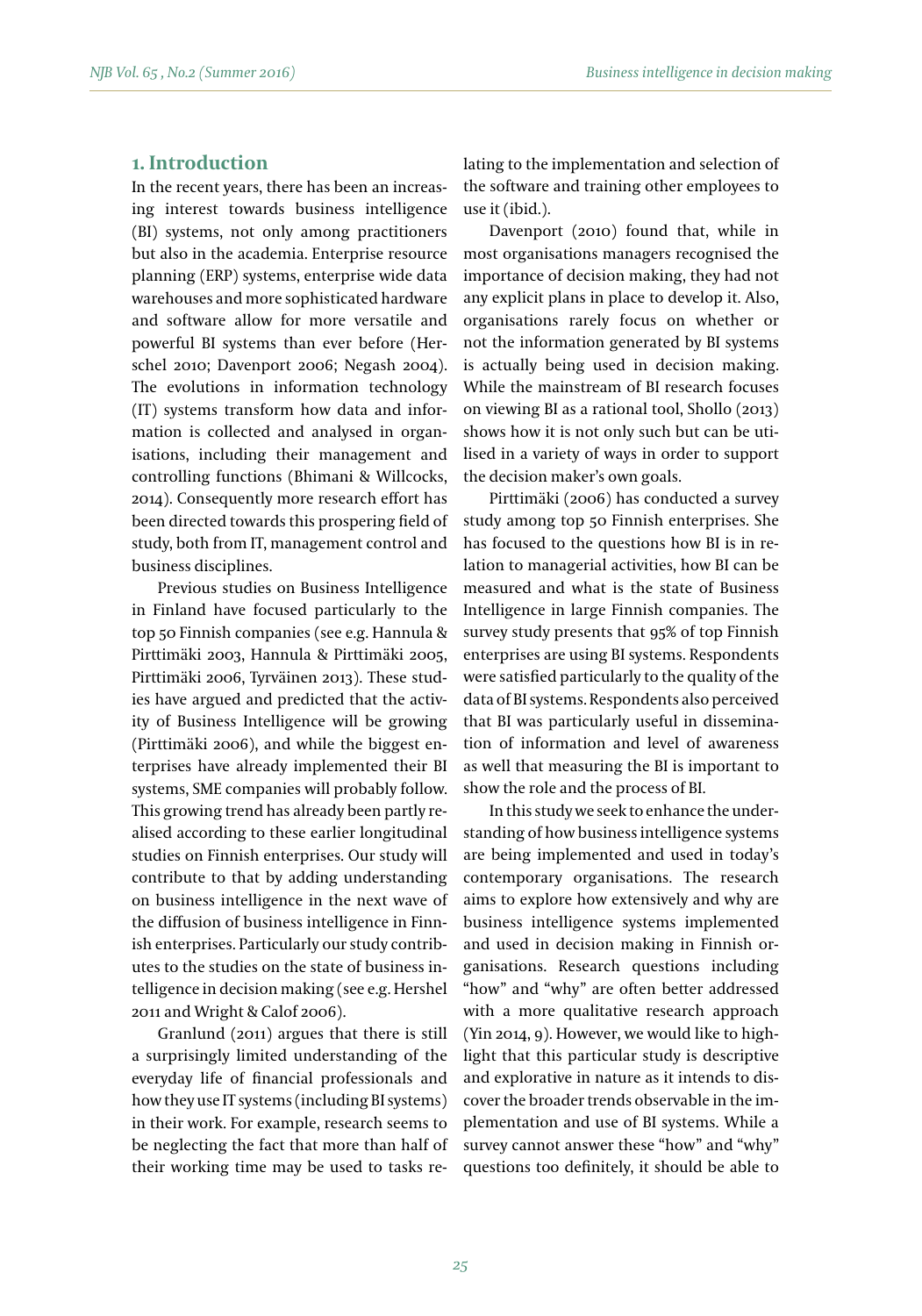## 1. Introduction

In the recent years, there has been an increasing interest towards business intelligence (BI) systems, not only among practitioners but also in the academia. Enterprise resource planning (ERP) systems, enterprise wide data warehouses and more sophisticated hardware and software allow for more versatile and powerful BI systems than ever before (Herschel 2010; Davenport 2006; Negash 2004). The evolutions in information technology (IT) systems transform how data and information is collected and analysed in organisations, including their management and controlling functions (Bhimani & Willcocks, 2014). Consequently more research effort has been directed towards this prospering field of study, both from IT, management control and business disciplines.

Previous studies on Business Intelligence in Finland have focused particularly to the top 50 Finnish companies (see e.g. Hannula & Pirttimäki 2003, Hannula & Pirttimäki 2005, Pirttimäki 2006, Tyrväinen 2013). These studies have argued and predicted that the activity of Business Intelligence will be growing (Pirttimäki 2006), and while the biggest enterprises have already implemented their BI systems, SME companies will probably follow. This growing trend has already been partly realised according to these earlier longitudinal studies on Finnish enterprises. Our study will contribute to that by adding understanding on business intelligence in the next wave of the diffusion of business intelligence in Finnish enterprises. Particularly our study contributes to the studies on the state of business intelligence in decision making (see e.g. Hershel 2011 and Wright & Calof 2006).

Granlund (2011) argues that there is still a surprisingly limited understanding of the everyday life of financial professionals and how they use IT systems (including BI systems) in their work. For example, research seems to be neglecting the fact that more than half of their working time may be used to tasks relating to the implementation and selection of the software and training other employees to use it (ibid.).

Davenport (2010) found that, while in most organisations managers recognised the importance of decision making, they had not any explicit plans in place to develop it. Also, organisations rarely focus on whether or not the information generated by BI systems is actually being used in decision making. While the mainstream of BI research focuses on viewing BI as a rational tool, Shollo (2013) shows how it is not only such but can be utilised in a variety of ways in order to support the decision maker's own goals.

Pirttimäki (2006) has conducted a survey study among top 50 Finnish enterprises. She has focused to the questions how BI is in relation to managerial activities, how BI can be measured and what is the state of Business Intelligence in large Finnish companies. The survey study presents that 95% of top Finnish enterprises are using BI systems. Respondents were satisfied particularly to the quality of the data of BI systems. Respondents also perceived that BI was particularly useful in dissemination of information and level of awareness as well that measuring the BI is important to show the role and the process of BI.

In this study we seek to enhance the understanding of how business intelligence systems are being implemented and used in today's contemporary organisations. The research aims to explore how extensively and why are business intelligence systems implemented and used in decision making in Finnish organisations. Research questions including "how" and "why" are often better addressed with a more qualitative research approach (Yin 2014, 9). However, we would like to highlight that this particular study is descriptive and explorative in nature as it intends to discover the broader trends observable in the implementation and use of BI systems. While a survey cannot answer these "how" and "why" questions too definitely, it should be able to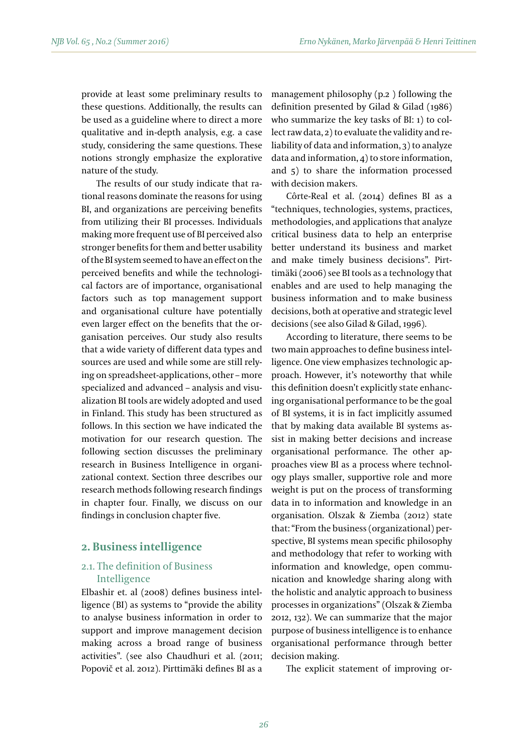provide at least some preliminary results to these questions. Additionally, the results can be used as a guideline where to direct a more qualitative and in-depth analysis, e.g. a case study, considering the same questions. These notions strongly emphasize the explorative nature of the study.

The results of our study indicate that rational reasons dominate the reasons for using BI, and organizations are perceiving benefits from utilizing their BI processes. Individuals making more frequent use of BI perceived also stronger benefits for them and better usability of the BI system seemed to have an effect on the perceived benefits and while the technological factors are of importance, organisational factors such as top management support and organisational culture have potentially even larger effect on the benefits that the organisation perceives. Our study also results that a wide variety of different data types and sources are used and while some are still relying on spreadsheet-applications, other – more specialized and advanced – analysis and visualization BI tools are widely adopted and used in Finland. This study has been structured as follows. In this section we have indicated the motivation for our research question. The following section discusses the preliminary research in Business Intelligence in organizational context. Section three describes our research methods following research findings in chapter four. Finally, we discuss on our findings in conclusion chapter five.

## 2. Business intelligence

### 2.1. The definition of Business Intelligence

Elbashir et. al (2008) defines business intelligence (BI) as systems to "provide the ability to analyse business information in order to support and improve management decision making across a broad range of business activities". (see also Chaudhuri et al. (2011; Popovič et al. 2012). Pirttimäki defines BI as a management philosophy (p.2 ) following the definition presented by Gilad & Gilad (1986) who summarize the key tasks of BI: 1) to collect raw data, 2) to evaluate the validity and reliability of data and information, 3) to analyze data and information, 4) to store information, and 5) to share the information processed with decision makers.

Côrte-Real et al. (2014) defines BI as a "techniques, technologies, systems, practices, methodologies, and applications that analyze critical business data to help an enterprise better understand its business and market and make timely business decisions". Pirttimäki (2006) see BI tools as a technology that enables and are used to help managing the business information and to make business decisions, both at operative and strategic level decisions (see also Gilad & Gilad, 1996).

According to literature, there seems to be two main approaches to define business intelligence. One view emphasizes technologic approach. However, it's noteworthy that while this definition doesn't explicitly state enhancing organisational performance to be the goal of BI systems, it is in fact implicitly assumed that by making data available BI systems assist in making better decisions and increase organisational performance. The other approaches view BI as a process where technology plays smaller, supportive role and more weight is put on the process of transforming data in to information and knowledge in an organisation. Olszak & Ziemba (2012) state that: "From the business (organizational) perspective, BI systems mean specific philosophy and methodology that refer to working with information and knowledge, open communication and knowledge sharing along with the holistic and analytic approach to business processes in organizations" (Olszak & Ziemba 2012, 132). We can summarize that the major purpose of business intelligence is to enhance organisational performance through better decision making.

The explicit statement of improving or-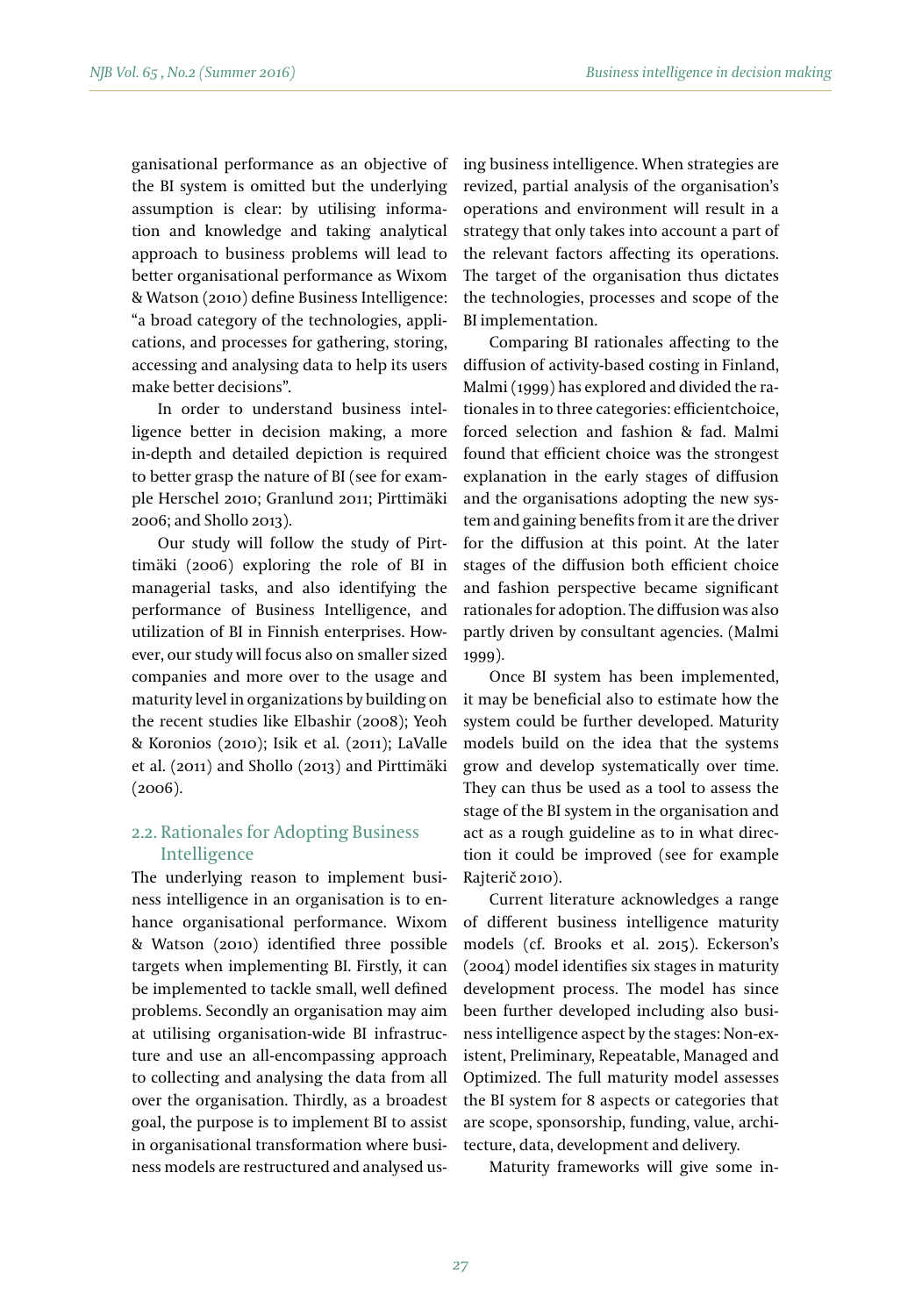ganisational performance as an objective of the BI system is omitted but the underlying assumption is clear: by utilising information and knowledge and taking analytical approach to business problems will lead to better organisational performance as Wixom & Watson (2010) define Business Intelligence: "a broad category of the technologies, applications, and processes for gathering, storing, accessing and analysing data to help its users make better decisions".

In order to understand business intelligence better in decision making, a more in-depth and detailed depiction is required to better grasp the nature of BI (see for example Herschel 2010; Granlund 2011; Pirttimäki 2006; and Shollo 2013).

Our study will follow the study of Pirttimäki (2006) exploring the role of BI in managerial tasks, and also identifying the performance of Business Intelligence, and utilization of BI in Finnish enterprises. However, our study will focus also on smaller sized companies and more over to the usage and maturity level in organizations by building on the recent studies like Elbashir (2008); Yeoh & Koronios (2010); Isik et al. (2011); LaValle et al. (2011) and Shollo (2013) and Pirttimäki (2006).

## 2.2. Rationales for Adopting Business Intelligence

The underlying reason to implement business intelligence in an organisation is to enhance organisational performance. Wixom & Watson (2010) identified three possible targets when implementing BI. Firstly, it can be implemented to tackle small, well defined problems. Secondly an organisation may aim at utilising organisation-wide BI infrastructure and use an all-encompassing approach to collecting and analysing the data from all over the organisation. Thirdly, as a broadest goal, the purpose is to implement BI to assist in organisational transformation where business models are restructured and analysed using business intelligence. When strategies are revized, partial analysis of the organisation's operations and environment will result in a strategy that only takes into account a part of the relevant factors affecting its operations. The target of the organisation thus dictates the technologies, processes and scope of the BI implementation.

Comparing BI rationales affecting to the diffusion of activity-based costing in Finland, Malmi (1999) has explored and divided the rationales in to three categories: efficientchoice, forced selection and fashion & fad. Malmi found that efficient choice was the strongest explanation in the early stages of diffusion and the organisations adopting the new system and gaining benefits from it are the driver for the diffusion at this point. At the later stages of the diffusion both efficient choice and fashion perspective became significant rationales for adoption. The diffusion was also partly driven by consultant agencies. (Malmi 1999).

Once BI system has been implemented, it may be beneficial also to estimate how the system could be further developed. Maturity models build on the idea that the systems grow and develop systematically over time. They can thus be used as a tool to assess the stage of the BI system in the organisation and act as a rough guideline as to in what direction it could be improved (see for example Rajterič 2010).

Current literature acknowledges a range of different business intelligence maturity models (cf. Brooks et al. 2015). Eckerson's (2004) model identifies six stages in maturity development process. The model has since been further developed including also business intelligence aspect by the stages: Non-existent, Preliminary, Repeatable, Managed and Optimized. The full maturity model assesses the BI system for 8 aspects or categories that are scope, sponsorship, funding, value, architecture, data, development and delivery.

Maturity frameworks will give some in-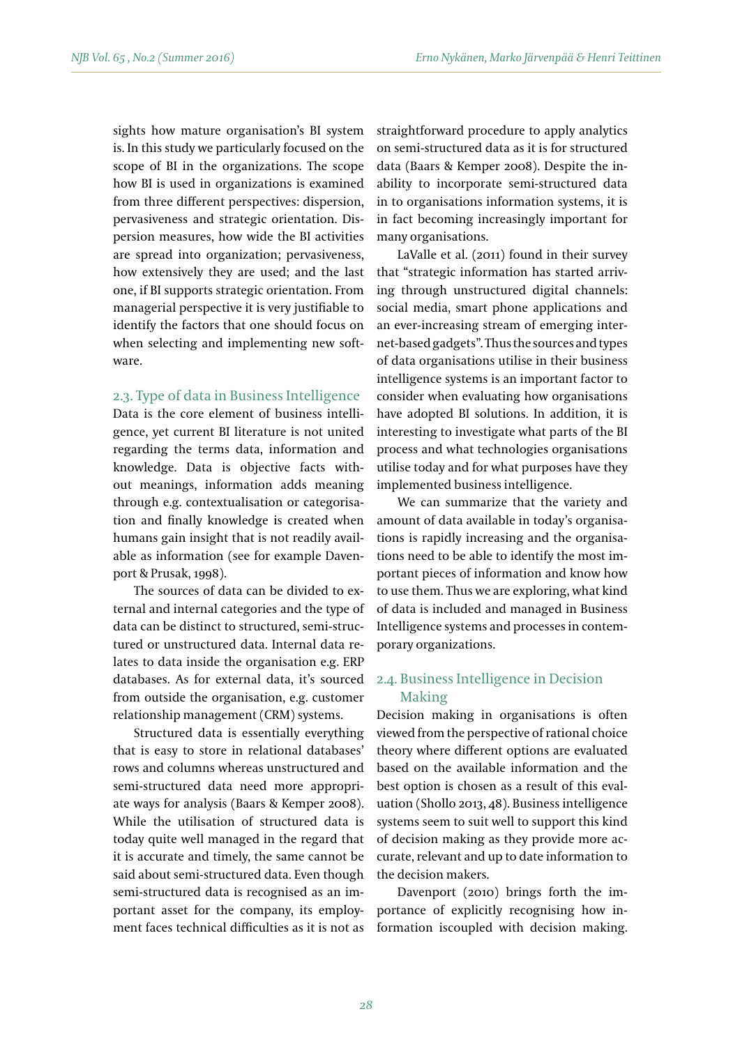sights how mature organisation's BI system is. In this study we particularly focused on the scope of BI in the organizations. The scope how BI is used in organizations is examined from three different perspectives: dispersion, pervasiveness and strategic orientation. Dispersion measures, how wide the BI activities are spread into organization; pervasiveness, how extensively they are used; and the last one, if BI supports strategic orientation. From managerial perspective it is very justifiable to identify the factors that one should focus on when selecting and implementing new software.

## 2.3. Type of data in Business Intelligence

Data is the core element of business intelligence, yet current BI literature is not united regarding the terms data, information and knowledge. Data is objective facts without meanings, information adds meaning through e.g. contextualisation or categorisation and finally knowledge is created when humans gain insight that is not readily available as information (see for example Davenport & Prusak, 1998).

The sources of data can be divided to external and internal categories and the type of data can be distinct to structured, semi-structured or unstructured data. Internal data relates to data inside the organisation e.g. ERP databases. As for external data, it's sourced from outside the organisation, e.g. customer relationship management (CRM) systems.

Structured data is essentially everything that is easy to store in relational databases' rows and columns whereas unstructured and semi-structured data need more appropriate ways for analysis (Baars & Kemper 2008). While the utilisation of structured data is today quite well managed in the regard that it is accurate and timely, the same cannot be said about semi-structured data. Even though semi-structured data is recognised as an important asset for the company, its employment faces technical difficulties as it is not as straightforward procedure to apply analytics on semi-structured data as it is for structured data (Baars & Kemper 2008). Despite the inability to incorporate semi-structured data in to organisations information systems, it is in fact becoming increasingly important for many organisations.

LaValle et al. (2011) found in their survey that "strategic information has started arriving through unstructured digital channels: social media, smart phone applications and an ever-increasing stream of emerging internet-based gadgets". Thus the sources and types of data organisations utilise in their business intelligence systems is an important factor to consider when evaluating how organisations have adopted BI solutions. In addition, it is interesting to investigate what parts of the BI process and what technologies organisations utilise today and for what purposes have they implemented business intelligence.

We can summarize that the variety and amount of data available in today's organisations is rapidly increasing and the organisations need to be able to identify the most important pieces of information and know how to use them. Thus we are exploring, what kind of data is included and managed in Business Intelligence systems and processes in contemporary organizations.

## 2.4. Business Intelligence in Decision Making

Decision making in organisations is often viewed from the perspective of rational choice theory where different options are evaluated based on the available information and the best option is chosen as a result of this evaluation (Shollo 2013, 48). Business intelligence systems seem to suit well to support this kind of decision making as they provide more accurate, relevant and up to date information to the decision makers.

Davenport (2010) brings forth the importance of explicitly recognising how information iscoupled with decision making.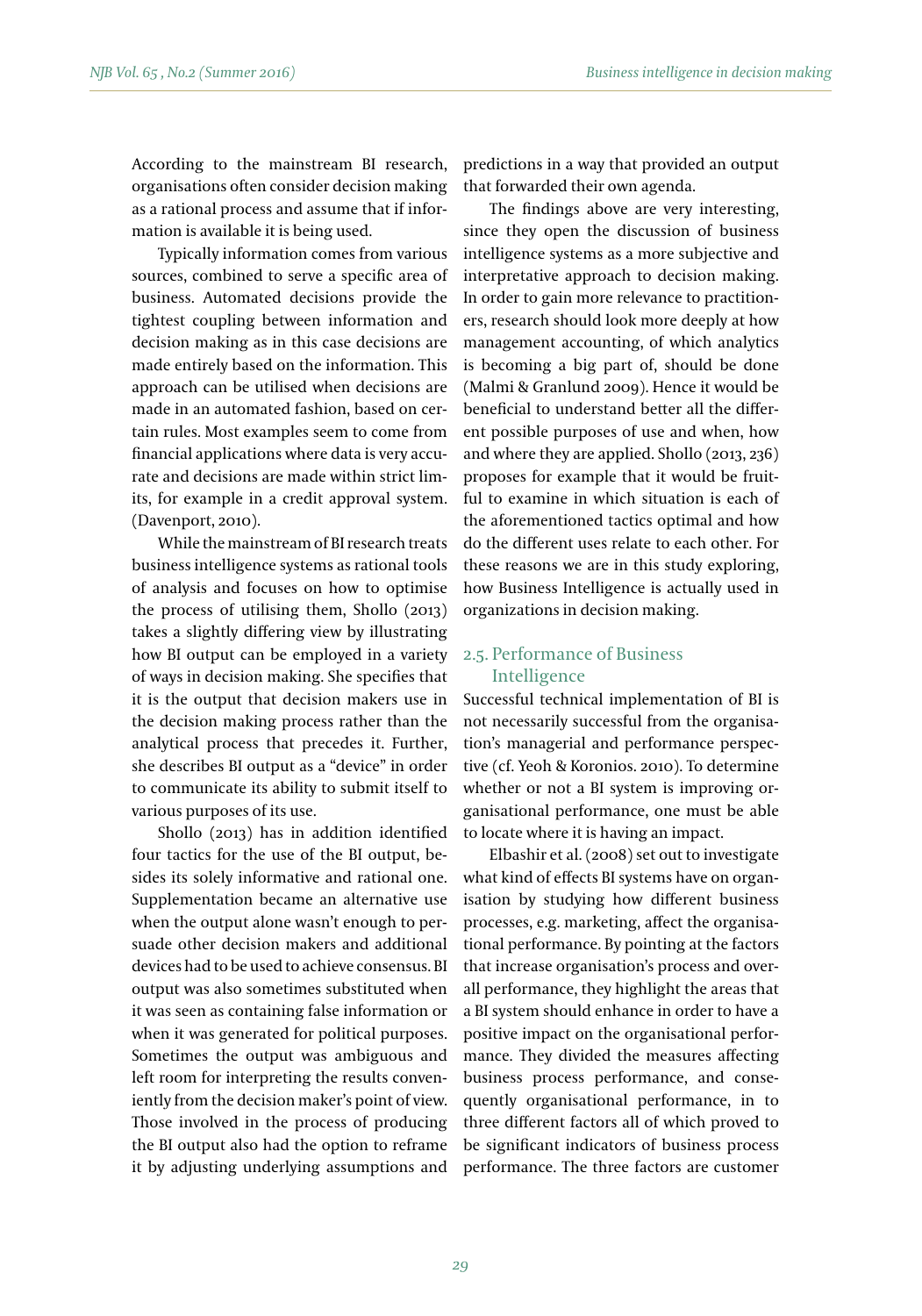According to the mainstream BI research, organisations often consider decision making as a rational process and assume that if information is available it is being used.

Typically information comes from various sources, combined to serve a specific area of business. Automated decisions provide the tightest coupling between information and decision making as in this case decisions are made entirely based on the information. This approach can be utilised when decisions are made in an automated fashion, based on certain rules. Most examples seem to come from financial applications where data is very accurate and decisions are made within strict limits, for example in a credit approval system. (Davenport, 2010).

While the mainstream of BI research treats business intelligence systems as rational tools of analysis and focuses on how to optimise the process of utilising them, Shollo (2013) takes a slightly differing view by illustrating how BI output can be employed in a variety of ways in decision making. She specifies that it is the output that decision makers use in the decision making process rather than the analytical process that precedes it. Further, she describes BI output as a "device" in order to communicate its ability to submit itself to various purposes of its use.

Shollo (2013) has in addition identified four tactics for the use of the BI output, besides its solely informative and rational one. Supplementation became an alternative use when the output alone wasn't enough to persuade other decision makers and additional devices had to be used to achieve consensus. BI output was also sometimes substituted when it was seen as containing false information or when it was generated for political purposes. Sometimes the output was ambiguous and left room for interpreting the results conveniently from the decision maker's point of view. Those involved in the process of producing the BI output also had the option to reframe it by adjusting underlying assumptions and predictions in a way that provided an output that forwarded their own agenda.

The findings above are very interesting, since they open the discussion of business intelligence systems as a more subjective and interpretative approach to decision making. In order to gain more relevance to practitioners, research should look more deeply at how management accounting, of which analytics is becoming a big part of, should be done (Malmi & Granlund 2009). Hence it would be beneficial to understand better all the different possible purposes of use and when, how and where they are applied. Shollo (2013, 236) proposes for example that it would be fruitful to examine in which situation is each of the aforementioned tactics optimal and how do the different uses relate to each other. For these reasons we are in this study exploring, how Business Intelligence is actually used in organizations in decision making.

## 2.5. Performance of Business Intelligence

Successful technical implementation of BI is not necessarily successful from the organisation's managerial and performance perspective (cf. Yeoh & Koronios. 2010). To determine whether or not a BI system is improving organisational performance, one must be able to locate where it is having an impact.

Elbashir et al. (2008) set out to investigate what kind of effects BI systems have on organisation by studying how different business processes, e.g. marketing, affect the organisational performance. By pointing at the factors that increase organisation's process and overall performance, they highlight the areas that a BI system should enhance in order to have a positive impact on the organisational performance. They divided the measures affecting business process performance, and consequently organisational performance, in to three different factors all of which proved to be significant indicators of business process performance. The three factors are customer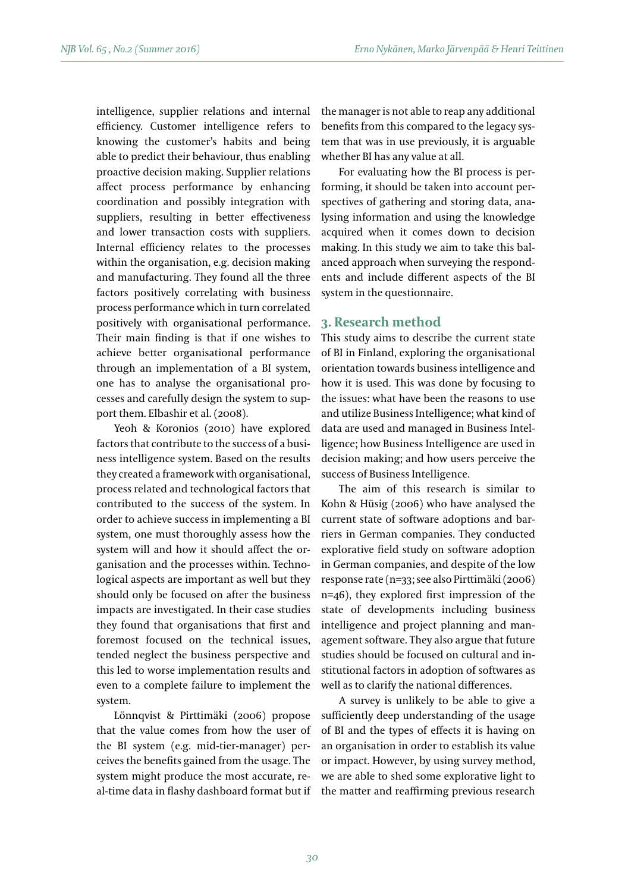intelligence, supplier relations and internal efficiency. Customer intelligence refers to knowing the customer's habits and being able to predict their behaviour, thus enabling proactive decision making. Supplier relations affect process performance by enhancing coordination and possibly integration with suppliers, resulting in better effectiveness and lower transaction costs with suppliers. Internal efficiency relates to the processes within the organisation, e.g. decision making and manufacturing. They found all the three factors positively correlating with business process performance which in turn correlated positively with organisational performance. Their main finding is that if one wishes to achieve better organisational performance through an implementation of a BI system, one has to analyse the organisational processes and carefully design the system to support them. Elbashir et al. (2008).

Yeoh & Koronios (2010) have explored factors that contribute to the success of a business intelligence system. Based on the results they created a framework with organisational, process related and technological factors that contributed to the success of the system. In order to achieve success in implementing a BI system, one must thoroughly assess how the system will and how it should affect the organisation and the processes within. Technological aspects are important as well but they should only be focused on after the business impacts are investigated. In their case studies they found that organisations that first and foremost focused on the technical issues, tended neglect the business perspective and this led to worse implementation results and even to a complete failure to implement the system.

Lönnqvist & Pirttimäki (2006) propose that the value comes from how the user of the BI system (e.g. mid-tier-manager) perceives the benefits gained from the usage. The system might produce the most accurate, real-time data in flashy dashboard format but if the manager is not able to reap any additional benefits from this compared to the legacy system that was in use previously, it is arguable whether BI has any value at all.

For evaluating how the BI process is performing, it should be taken into account perspectives of gathering and storing data, analysing information and using the knowledge acquired when it comes down to decision making. In this study we aim to take this balanced approach when surveying the respondents and include different aspects of the BI system in the questionnaire.

## 3. Research method

This study aims to describe the current state of BI in Finland, exploring the organisational orientation towards business intelligence and how it is used. This was done by focusing to the issues: what have been the reasons to use and utilize Business Intelligence; what kind of data are used and managed in Business Intelligence; how Business Intelligence are used in decision making; and how users perceive the success of Business Intelligence.

The aim of this research is similar to Kohn & Hüsig (2006) who have analysed the current state of software adoptions and barriers in German companies. They conducted explorative field study on software adoption in German companies, and despite of the low response rate (n=33; see also Pirttimäki (2006) n=46), they explored first impression of the state of developments including business intelligence and project planning and management software. They also argue that future studies should be focused on cultural and institutional factors in adoption of softwares as well as to clarify the national differences.

A survey is unlikely to be able to give a sufficiently deep understanding of the usage of BI and the types of effects it is having on an organisation in order to establish its value or impact. However, by using survey method, we are able to shed some explorative light to the matter and reaffirming previous research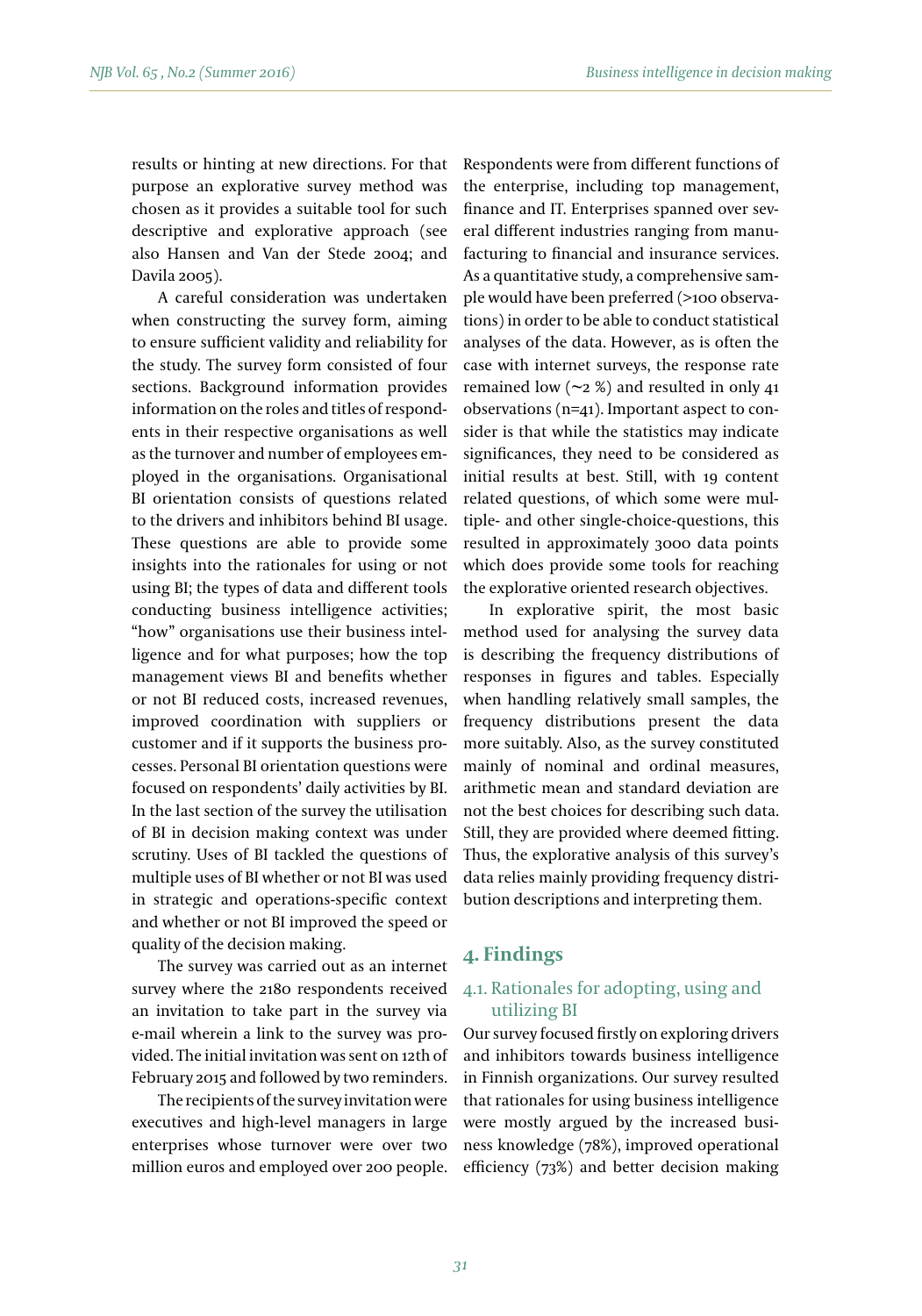results or hinting at new directions. For that purpose an explorative survey method was chosen as it provides a suitable tool for such descriptive and explorative approach (see also Hansen and Van der Stede 2004; and Davila 2005).

A careful consideration was undertaken when constructing the survey form, aiming to ensure sufficient validity and reliability for the study. The survey form consisted of four sections. Background information provides information on the roles and titles of respondents in their respective organisations as well as the turnover and number of employees employed in the organisations. Organisational BI orientation consists of questions related to the drivers and inhibitors behind BI usage. These questions are able to provide some insights into the rationales for using or not using BI; the types of data and different tools conducting business intelligence activities; "how" organisations use their business intelligence and for what purposes; how the top management views BI and benefits whether or not BI reduced costs, increased revenues, improved coordination with suppliers or customer and if it supports the business processes. Personal BI orientation questions were focused on respondents' daily activities by BI. In the last section of the survey the utilisation of BI in decision making context was under scrutiny. Uses of BI tackled the questions of multiple uses of BI whether or not BI was used in strategic and operations-specific context and whether or not BI improved the speed or quality of the decision making.

The survey was carried out as an internet survey where the 2180 respondents received an invitation to take part in the survey via e-mail wherein a link to the survey was provided. The initial invitation was sent on 12th of February 2015 and followed by two reminders.

The recipients of the survey invitation were executives and high-level managers in large enterprises whose turnover were over two million euros and employed over 200 people. Respondents were from different functions of the enterprise, including top management, finance and IT. Enterprises spanned over several different industries ranging from manufacturing to financial and insurance services. As a quantitative study, a comprehensive sample would have been preferred (>100 observations) in order to be able to conduct statistical analyses of the data. However, as is often the case with internet surveys, the response rate remained low (~2 %) and resulted in only 41 observations (n=41). Important aspect to consider is that while the statistics may indicate significances, they need to be considered as initial results at best. Still, with 19 content related questions, of which some were multiple- and other single-choice-questions, this resulted in approximately 3000 data points which does provide some tools for reaching the explorative oriented research objectives.

In explorative spirit, the most basic method used for analysing the survey data is describing the frequency distributions of responses in figures and tables. Especially when handling relatively small samples, the frequency distributions present the data more suitably. Also, as the survey constituted mainly of nominal and ordinal measures, arithmetic mean and standard deviation are not the best choices for describing such data. Still, they are provided where deemed fitting. Thus, the explorative analysis of this survey's data relies mainly providing frequency distribution descriptions and interpreting them.

## 4. Findings

### 4.1. Rationales for adopting, using and utilizing BI

Our survey focused firstly on exploring drivers and inhibitors towards business intelligence in Finnish organizations. Our survey resulted that rationales for using business intelligence were mostly argued by the increased business knowledge (78%), improved operational efficiency (73%) and better decision making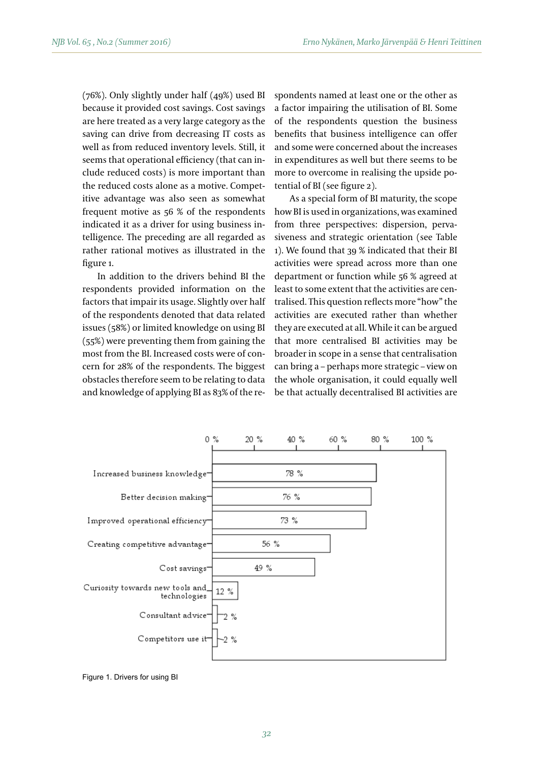(76%). Only slightly under half (49%) used BI because it provided cost savings. Cost savings are here treated as a very large category as the saving can drive from decreasing IT costs as well as from reduced inventory levels. Still, it seems that operational efficiency (that can include reduced costs) is more important than the reduced costs alone as a motive. Competitive advantage was also seen as somewhat frequent motive as 56 % of the respondents indicated it as a driver for using business intelligence. The preceding are all regarded as rather rational motives as illustrated in the figure 1.

In addition to the drivers behind BI the respondents provided information on the factors that impair its usage. Slightly over half of the respondents denoted that data related issues (58%) or limited knowledge on using BI (55%) were preventing them from gaining the most from the BI. Increased costs were of concern for 28% of the respondents. The biggest obstacles therefore seem to be relating to data and knowledge of applying BI as 83% of the respondents named at least one or the other as a factor impairing the utilisation of BI. Some of the respondents question the business benefits that business intelligence can offer and some were concerned about the increases in expenditures as well but there seems to be more to overcome in realising the upside potential of BI (see figure 2).

As a special form of BI maturity, the scope how BI is used in organizations, was examined from three perspectives: dispersion, pervasiveness and strategic orientation (see Table 1). We found that 39 % indicated that their BI activities were spread across more than one department or function while 56 % agreed at least to some extent that the activities are centralised. This question reflects more "how" the activities are executed rather than whether they are executed at all. While it can be argued that more centralised BI activities may be broader in scope in a sense that centralisation can bring a – perhaps more strategic – view on the whole organisation, it could equally well be that actually decentralised BI activities are

| Driver | Share |
|---|---|
| Increased business knowledge | 78 % |
| Better decision making | 76 % |
| Improved operational efficiency | 73 % |
| Creating competitive advantage | 56 % |
| Cost savings | 49 % |
| Curiosity towards new tools and technologies | 12 % |
| Consultant advice | 2 % |
| Competitors use it | 2 % |

Figure 1. Drivers for using BI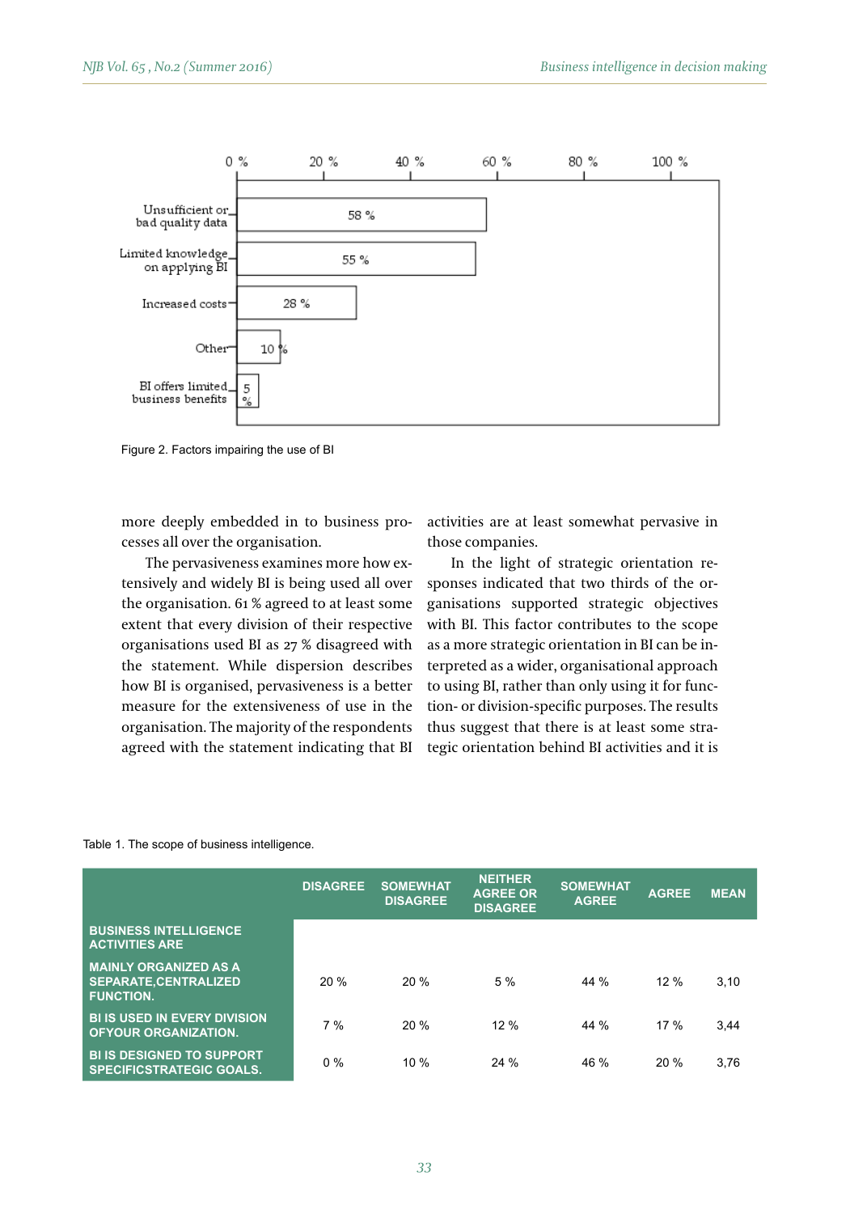| Factor | % |
|---|---|
| Unsufficient or bad quality data | 58 % |
| Limited knowledge on applying BI | 55 % |
| Increased costs | 28 % |
| Other | 10 % |
| BI offers limited business benefits | 5 % |

Figure 2. Factors impairing the use of BI

more deeply embedded in to business processes all over the organisation.

The pervasiveness examines more how extensively and widely BI is being used all over the organisation. 61 % agreed to at least some extent that every division of their respective organisations used BI as 27 % disagreed with the statement. While dispersion describes how BI is organised, pervasiveness is a better measure for the extensiveness of use in the organisation. The majority of the respondents agreed with the statement indicating that BI activities are at least somewhat pervasive in those companies.

In the light of strategic orientation responses indicated that two thirds of the organisations supported strategic objectives with BI. This factor contributes to the scope as a more strategic orientation in BI can be interpreted as a wider, organisational approach to using BI, rather than only using it for function- or division-specific purposes. The results thus suggest that there is at least some strategic orientation behind BI activities and it is

Table 1. The scope of business intelligence.

| | DISAGREE | SOMEWHAT DISAGREE | NEITHER AGREE OR DISAGREE | SOMEWHAT AGREE | AGREE | MEAN |
|---|---|---|---|---|---|---|
| **BUSINESS INTELLIGENCE ACTIVITIES ARE** | | | | | | |
| **MAINLY ORGANIZED AS A SEPARATE,CENTRALIZED FUNCTION.** | 20 % | 20 % | 5 % | 44 % | 12 % | 3,10 |
| **BI IS USED IN EVERY DIVISION OFYOUR ORGANIZATION.** | 7 % | 20 % | 12 % | 44 % | 17 % | 3,44 |
| **BI IS DESIGNED TO SUPPORT SPECIFICSTRATEGIC GOALS.** | 0 % | 10 % | 24 % | 46 % | 20 % | 3,76 |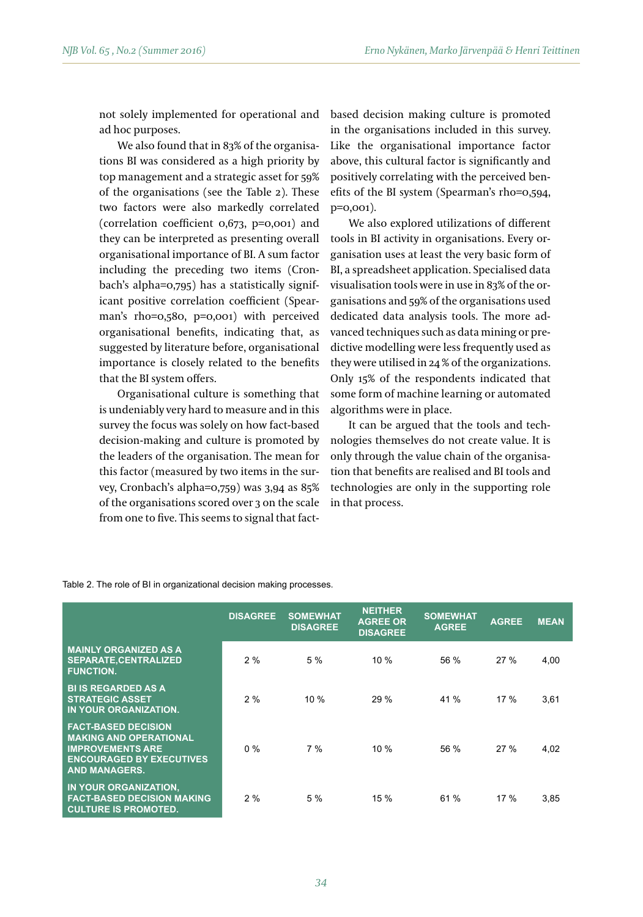not solely implemented for operational and ad hoc purposes.

We also found that in 83% of the organisations BI was considered as a high priority by top management and a strategic asset for 59% of the organisations (see the Table 2). These two factors were also markedly correlated (correlation coefficient 0,673, p=0,001) and they can be interpreted as presenting overall organisational importance of BI. A sum factor including the preceding two items (Cronbach's alpha=0,795) has a statistically significant positive correlation coefficient (Spearman's rho=0,580, p=0,001) with perceived organisational benefits, indicating that, as suggested by literature before, organisational importance is closely related to the benefits that the BI system offers.

Organisational culture is something that is undeniably very hard to measure and in this survey the focus was solely on how fact-based decision-making and culture is promoted by the leaders of the organisation. The mean for this factor (measured by two items in the survey, Cronbach's alpha=0,759) was 3,94 as 85% of the organisations scored over 3 on the scale from one to five. This seems to signal that fact-based decision making culture is promoted in the organisations included in this survey. Like the organisational importance factor above, this cultural factor is significantly and positively correlating with the perceived benefits of the BI system (Spearman's rho=0,594, p=0,001).

We also explored utilizations of different tools in BI activity in organisations. Every organisation uses at least the very basic form of BI, a spreadsheet application. Specialised data visualisation tools were in use in 83% of the organisations and 59% of the organisations used dedicated data analysis tools. The more advanced techniques such as data mining or predictive modelling were less frequently used as they were utilised in 24 % of the organizations. Only 15% of the respondents indicated that some form of machine learning or automated algorithms were in place.

It can be argued that the tools and technologies themselves do not create value. It is only through the value chain of the organisation that benefits are realised and BI tools and technologies are only in the supporting role in that process.

Table 2. The role of BI in organizational decision making processes.

| | DISAGREE | SOMEWHAT DISAGREE | NEITHER AGREE OR DISAGREE | SOMEWHAT AGREE | AGREE | MEAN |
|---|---|---|---|---|---|---|
| MAINLY ORGANIZED AS A SEPARATE,CENTRALIZED FUNCTION. | 2 % | 5 % | 10 % | 56 % | 27 % | 4,00 |
| BI IS REGARDED AS A STRATEGIC ASSET IN YOUR ORGANIZATION. | 2 % | 10 % | 29 % | 41 % | 17 % | 3,61 |
| FACT-BASED DECISION MAKING AND OPERATIONAL IMPROVEMENTS ARE ENCOURAGED BY EXECUTIVES AND MANAGERS. | 0 % | 7 % | 10 % | 56 % | 27 % | 4,02 |
| IN YOUR ORGANIZATION, FACT-BASED DECISION MAKING CULTURE IS PROMOTED. | 2 % | 5 % | 15 % | 61 % | 17 % | 3,85 |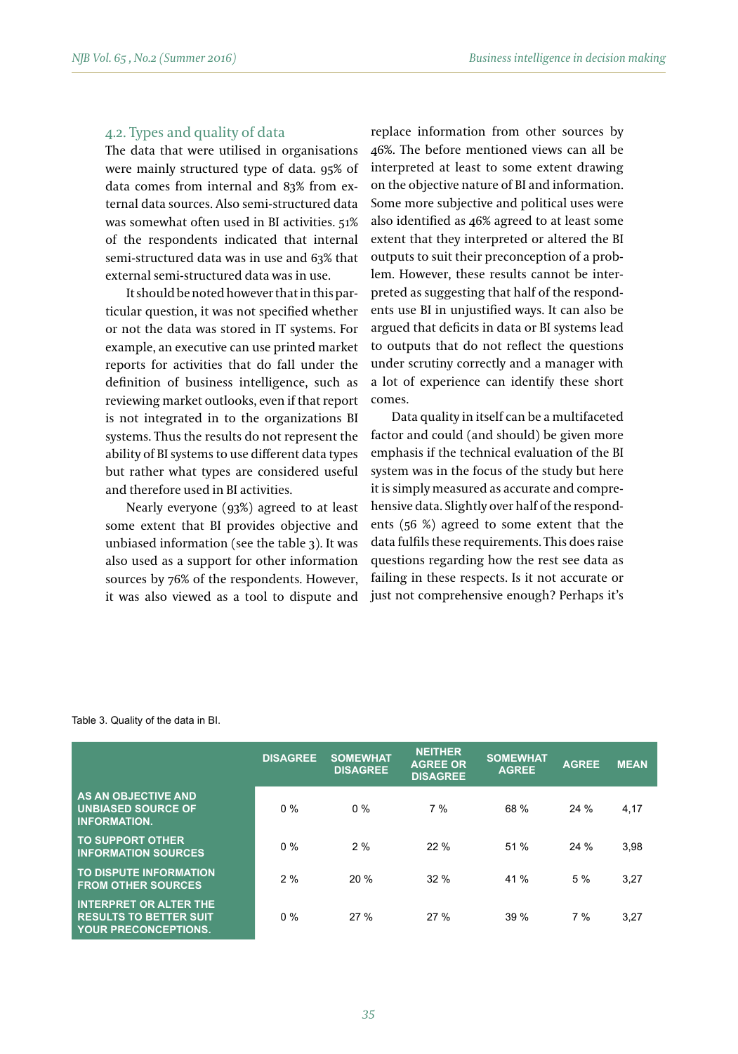### 4.2. Types and quality of data

The data that were utilised in organisations were mainly structured type of data. 95% of data comes from internal and 83% from external data sources. Also semi-structured data was somewhat often used in BI activities. 51% of the respondents indicated that internal semi-structured data was in use and 63% that external semi-structured data was in use.

It should be noted however that in this particular question, it was not specified whether or not the data was stored in IT systems. For example, an executive can use printed market reports for activities that do fall under the definition of business intelligence, such as reviewing market outlooks, even if that report is not integrated in to the organizations BI systems. Thus the results do not represent the ability of BI systems to use different data types but rather what types are considered useful and therefore used in BI activities.

Nearly everyone (93%) agreed to at least some extent that BI provides objective and unbiased information (see the table 3). It was also used as a support for other information sources by 76% of the respondents. However, it was also viewed as a tool to dispute and replace information from other sources by 46%. The before mentioned views can all be interpreted at least to some extent drawing on the objective nature of BI and information. Some more subjective and political uses were also identified as 46% agreed to at least some extent that they interpreted or altered the BI outputs to suit their preconception of a problem. However, these results cannot be interpreted as suggesting that half of the respondents use BI in unjustified ways. It can also be argued that deficits in data or BI systems lead to outputs that do not reflect the questions under scrutiny correctly and a manager with a lot of experience can identify these short comes.

Data quality in itself can be a multifaceted factor and could (and should) be given more emphasis if the technical evaluation of the BI system was in the focus of the study but here it is simply measured as accurate and comprehensive data. Slightly over half of the respondents (56 %) agreed to some extent that the data fulfils these requirements. This does raise questions regarding how the rest see data as failing in these respects. Is it not accurate or just not comprehensive enough? Perhaps it's

Table 3. Quality of the data in BI.

| | DISAGREE | SOMEWHAT DISAGREE | NEITHER AGREE OR DISAGREE | SOMEWHAT AGREE | AGREE | MEAN |
|---|---|---|---|---|---|---|
| AS AN OBJECTIVE AND UNBIASED SOURCE OF INFORMATION. | 0 % | 0 % | 7 % | 68 % | 24 % | 4,17 |
| TO SUPPORT OTHER INFORMATION SOURCES | 0 % | 2 % | 22 % | 51 % | 24 % | 3,98 |
| TO DISPUTE INFORMATION FROM OTHER SOURCES | 2 % | 20 % | 32 % | 41 % | 5 % | 3,27 |
| INTERPRET OR ALTER THE RESULTS TO BETTER SUIT YOUR PRECONCEPTIONS. | 0 % | 27 % | 27 % | 39 % | 7 % | 3,27 |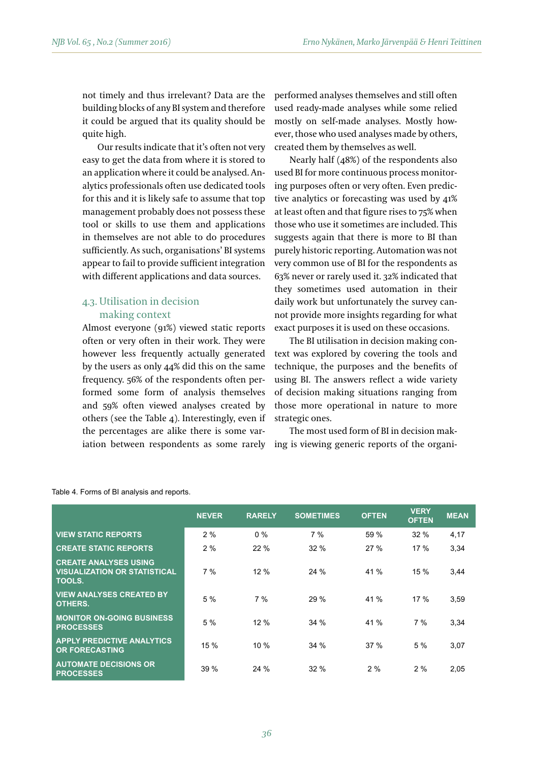not timely and thus irrelevant? Data are the building blocks of any BI system and therefore it could be argued that its quality should be quite high.

Our results indicate that it's often not very easy to get the data from where it is stored to an application where it could be analysed. Analytics professionals often use dedicated tools for this and it is likely safe to assume that top management probably does not possess these tool or skills to use them and applications in themselves are not able to do procedures sufficiently. As such, organisations' BI systems appear to fail to provide sufficient integration with different applications and data sources.

### 4.3. Utilisation in decision making context

Almost everyone (91%) viewed static reports often or very often in their work. They were however less frequently actually generated by the users as only 44% did this on the same frequency. 56% of the respondents often performed some form of analysis themselves and 59% often viewed analyses created by others (see the Table 4). Interestingly, even if the percentages are alike there is some variation between respondents as some rarely performed analyses themselves and still often used ready-made analyses while some relied mostly on self-made analyses. Mostly however, those who used analyses made by others, created them by themselves as well.

Nearly half (48%) of the respondents also used BI for more continuous process monitoring purposes often or very often. Even predictive analytics or forecasting was used by 41% at least often and that figure rises to 75% when those who use it sometimes are included. This suggests again that there is more to BI than purely historic reporting. Automation was not very common use of BI for the respondents as 63% never or rarely used it. 32% indicated that they sometimes used automation in their daily work but unfortunately the survey cannot provide more insights regarding for what exact purposes it is used on these occasions.

The BI utilisation in decision making context was explored by covering the tools and technique, the purposes and the benefits of using BI. The answers reflect a wide variety of decision making situations ranging from those more operational in nature to more strategic ones.

The most used form of BI in decision making is viewing generic reports of the organi-

Table 4. Forms of BI analysis and reports.

| | NEVER | RARELY | SOMETIMES | OFTEN | VERY OFTEN | MEAN |
|---|---|---|---|---|---|---|
| VIEW STATIC REPORTS | 2 % | 0 % | 7 % | 59 % | 32 % | 4,17 |
| CREATE STATIC REPORTS | 2 % | 22 % | 32 % | 27 % | 17 % | 3,34 |
| CREATE ANALYSES USING VISUALIZATION OR STATISTICAL TOOLS. | 7 % | 12 % | 24 % | 41 % | 15 % | 3,44 |
| VIEW ANALYSES CREATED BY OTHERS. | 5 % | 7 % | 29 % | 41 % | 17 % | 3,59 |
| MONITOR ON-GOING BUSINESS PROCESSES | 5 % | 12 % | 34 % | 41 % | 7 % | 3,34 |
| APPLY PREDICTIVE ANALYTICS OR FORECASTING | 15 % | 10 % | 34 % | 37 % | 5 % | 3,07 |
| AUTOMATE DECISIONS OR PROCESSES | 39 % | 24 % | 32 % | 2 % | 2 % | 2,05 |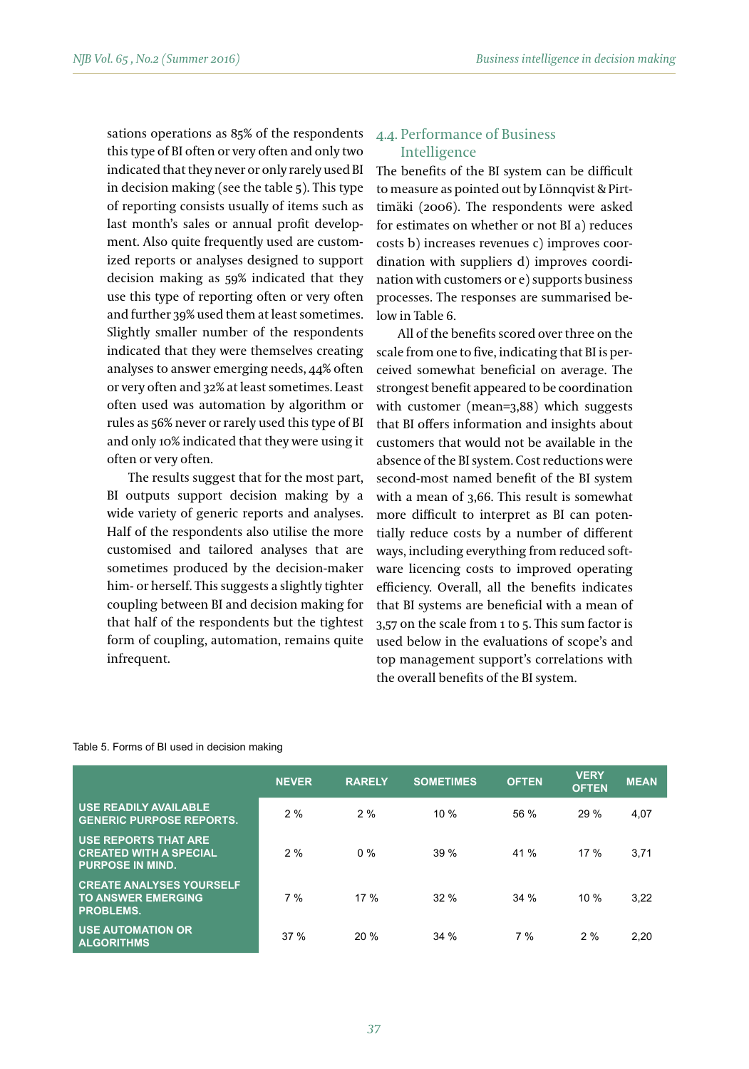sations operations as 85% of the respondents this type of BI often or very often and only two indicated that they never or only rarely used BI in decision making (see the table 5). This type of reporting consists usually of items such as last month's sales or annual profit development. Also quite frequently used are customized reports or analyses designed to support decision making as 59% indicated that they use this type of reporting often or very often and further 39% used them at least sometimes. Slightly smaller number of the respondents indicated that they were themselves creating analyses to answer emerging needs, 44% often or very often and 32% at least sometimes. Least often used was automation by algorithm or rules as 56% never or rarely used this type of BI and only 10% indicated that they were using it often or very often.

The results suggest that for the most part, BI outputs support decision making by a wide variety of generic reports and analyses. Half of the respondents also utilise the more customised and tailored analyses that are sometimes produced by the decision-maker him- or herself. This suggests a slightly tighter coupling between BI and decision making for that half of the respondents but the tightest form of coupling, automation, remains quite infrequent.

## 4.4. Performance of Business Intelligence

The benefits of the BI system can be difficult to measure as pointed out by Lönnqvist & Pirttimäki (2006). The respondents were asked for estimates on whether or not BI a) reduces costs b) increases revenues c) improves coordination with suppliers d) improves coordination with customers or e) supports business processes. The responses are summarised below in Table 6.

All of the benefits scored over three on the scale from one to five, indicating that BI is perceived somewhat beneficial on average. The strongest benefit appeared to be coordination with customer (mean=3,88) which suggests that BI offers information and insights about customers that would not be available in the absence of the BI system. Cost reductions were second-most named benefit of the BI system with a mean of 3,66. This result is somewhat more difficult to interpret as BI can potentially reduce costs by a number of different ways, including everything from reduced software licencing costs to improved operating efficiency. Overall, all the benefits indicates that BI systems are beneficial with a mean of 3,57 on the scale from 1 to 5. This sum factor is used below in the evaluations of scope's and top management support's correlations with the overall benefits of the BI system.

Table 5. Forms of BI used in decision making

| | NEVER | RARELY | SOMETIMES | OFTEN | VERY OFTEN | MEAN |
|---|---|---|---|---|---|---|
| USE READILY AVAILABLE GENERIC PURPOSE REPORTS. | 2 % | 2 % | 10 % | 56 % | 29 % | 4,07 |
| USE REPORTS THAT ARE CREATED WITH A SPECIAL PURPOSE IN MIND. | 2 % | 0 % | 39 % | 41 % | 17 % | 3,71 |
| CREATE ANALYSES YOURSELF TO ANSWER EMERGING PROBLEMS. | 7 % | 17 % | 32 % | 34 % | 10 % | 3,22 |
| USE AUTOMATION OR ALGORITHMS | 37 % | 20 % | 34 % | 7 % | 2 % | 2,20 |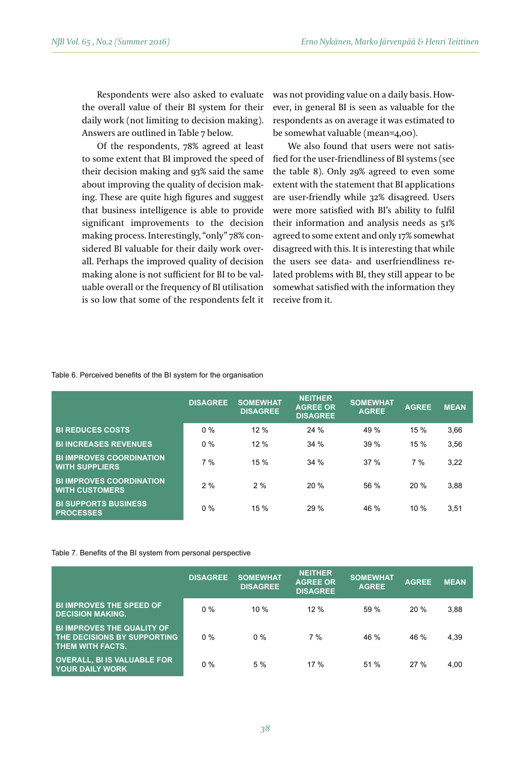Respondents were also asked to evaluate the overall value of their BI system for their daily work (not limiting to decision making). Answers are outlined in Table 7 below.

Of the respondents, 78% agreed at least to some extent that BI improved the speed of their decision making and 93% said the same about improving the quality of decision making. These are quite high figures and suggest that business intelligence is able to provide significant improvements to the decision making process. Interestingly, "only" 78% considered BI valuable for their daily work overall. Perhaps the improved quality of decision making alone is not sufficient for BI to be valuable overall or the frequency of BI utilisation is so low that some of the respondents felt it was not providing value on a daily basis. However, in general BI is seen as valuable for the respondents as on average it was estimated to be somewhat valuable (mean=4,00).

We also found that users were not satisfied for the user-friendliness of BI systems (see the table 8). Only 29% agreed to even some extent with the statement that BI applications are user-friendly while 32% disagreed. Users were more satisfied with BI's ability to fulfil their information and analysis needs as 51% agreed to some extent and only 17% somewhat disagreed with this. It is interesting that while the users see data- and userfriendliness related problems with BI, they still appear to be somewhat satisfied with the information they receive from it.

Table 6. Perceived benefits of the BI system for the organisation

| | DISAGREE | SOMEWHAT DISAGREE | NEITHER AGREE OR DISAGREE | SOMEWHAT AGREE | AGREE | MEAN |
|---|---|---|---|---|---|---|
| BI REDUCES COSTS | 0 % | 12 % | 24 % | 49 % | 15 % | 3,66 |
| BI INCREASES REVENUES | 0 % | 12 % | 34 % | 39 % | 15 % | 3,56 |
| BI IMPROVES COORDINATION WITH SUPPLIERS | 7 % | 15 % | 34 % | 37 % | 7 % | 3,22 |
| BI IMPROVES COORDINATION WITH CUSTOMERS | 2 % | 2 % | 20 % | 56 % | 20 % | 3,88 |
| BI SUPPORTS BUSINESS PROCESSES | 0 % | 15 % | 29 % | 46 % | 10 % | 3,51 |

Table 7. Benefits of the BI system from personal perspective

| | DISAGREE | SOMEWHAT DISAGREE | NEITHER AGREE OR DISAGREE | SOMEWHAT AGREE | AGREE | MEAN |
|---|---|---|---|---|---|---|
| BI IMPROVES THE SPEED OF DECISION MAKING. | 0 % | 10 % | 12 % | 59 % | 20 % | 3,88 |
| BI IMPROVES THE QUALITY OF THE DECISIONS BY SUPPORTING THEM WITH FACTS. | 0 % | 0 % | 7 % | 46 % | 46 % | 4,39 |
| OVERALL, BI IS VALUABLE FOR YOUR DAILY WORK | 0 % | 5 % | 17 % | 51 % | 27 % | 4,00 |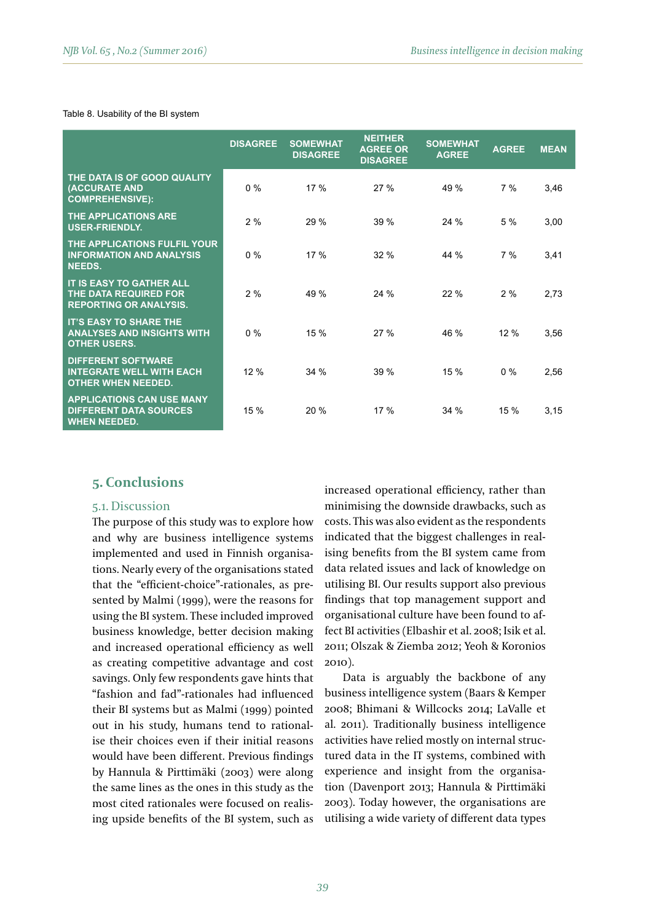Table 8. Usability of the BI system

| | DISAGREE | SOMEWHAT DISAGREE | NEITHER AGREE OR DISAGREE | SOMEWHAT AGREE | AGREE | MEAN |
|---|---|---|---|---|---|---|
| THE DATA IS OF GOOD QUALITY (ACCURATE AND COMPREHENSIVE): | 0 % | 17 % | 27 % | 49 % | 7 % | 3,46 |
| THE APPLICATIONS ARE USER-FRIENDLY. | 2 % | 29 % | 39 % | 24 % | 5 % | 3,00 |
| THE APPLICATIONS FULFIL YOUR INFORMATION AND ANALYSIS NEEDS. | 0 % | 17 % | 32 % | 44 % | 7 % | 3,41 |
| IT IS EASY TO GATHER ALL THE DATA REQUIRED FOR REPORTING OR ANALYSIS. | 2 % | 49 % | 24 % | 22 % | 2 % | 2,73 |
| IT'S EASY TO SHARE THE ANALYSES AND INSIGHTS WITH OTHER USERS. | 0 % | 15 % | 27 % | 46 % | 12 % | 3,56 |
| DIFFERENT SOFTWARE INTEGRATE WELL WITH EACH OTHER WHEN NEEDED. | 12 % | 34 % | 39 % | 15 % | 0 % | 2,56 |
| APPLICATIONS CAN USE MANY DIFFERENT DATA SOURCES WHEN NEEDED. | 15 % | 20 % | 17 % | 34 % | 15 % | 3,15 |

## 5. Conclusions

### 5.1. Discussion

The purpose of this study was to explore how and why are business intelligence systems implemented and used in Finnish organisations. Nearly every of the organisations stated that the "efficient-choice"-rationales, as presented by Malmi (1999), were the reasons for using the BI system. These included improved business knowledge, better decision making and increased operational efficiency as well as creating competitive advantage and cost savings. Only few respondents gave hints that "fashion and fad"-rationales had influenced their BI systems but as Malmi (1999) pointed out in his study, humans tend to rationalise their choices even if their initial reasons would have been different. Previous findings by Hannula & Pirttimäki (2003) were along the same lines as the ones in this study as the most cited rationales were focused on realising upside benefits of the BI system, such as increased operational efficiency, rather than minimising the downside drawbacks, such as costs. This was also evident as the respondents indicated that the biggest challenges in realising benefits from the BI system came from data related issues and lack of knowledge on utilising BI. Our results support also previous findings that top management support and organisational culture have been found to affect BI activities (Elbashir et al. 2008; Isik et al. 2011; Olszak & Ziemba 2012; Yeoh & Koronios 2010).

Data is arguably the backbone of any business intelligence system (Baars & Kemper 2008; Bhimani & Willcocks 2014; LaValle et al. 2011). Traditionally business intelligence activities have relied mostly on internal structured data in the IT systems, combined with experience and insight from the organisation (Davenport 2013; Hannula & Pirttimäki 2003). Today however, the organisations are utilising a wide variety of different data types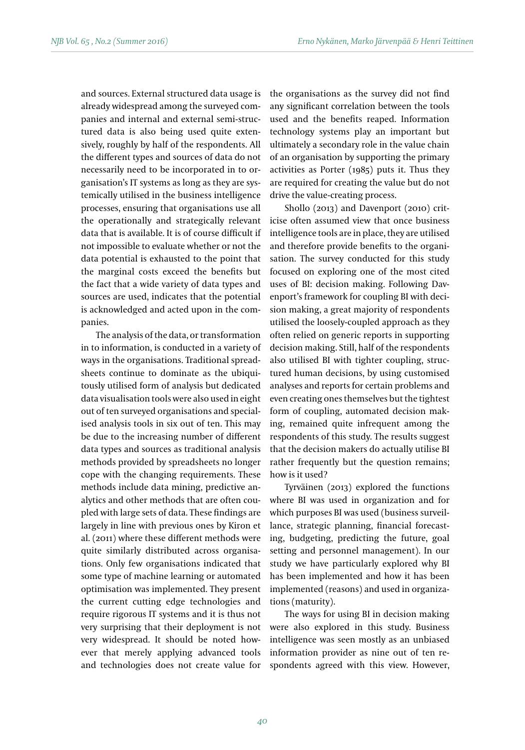and sources. External structured data usage is already widespread among the surveyed companies and internal and external semi-structured data is also being used quite extensively, roughly by half of the respondents. All the different types and sources of data do not necessarily need to be incorporated in to organisation's IT systems as long as they are systemically utilised in the business intelligence processes, ensuring that organisations use all the operationally and strategically relevant data that is available. It is of course difficult if not impossible to evaluate whether or not the data potential is exhausted to the point that the marginal costs exceed the benefits but the fact that a wide variety of data types and sources are used, indicates that the potential is acknowledged and acted upon in the companies.

The analysis of the data, or transformation in to information, is conducted in a variety of ways in the organisations. Traditional spreadsheets continue to dominate as the ubiquitously utilised form of analysis but dedicated data visualisation tools were also used in eight out of ten surveyed organisations and specialised analysis tools in six out of ten. This may be due to the increasing number of different data types and sources as traditional analysis methods provided by spreadsheets no longer cope with the changing requirements. These methods include data mining, predictive analytics and other methods that are often coupled with large sets of data. These findings are largely in line with previous ones by Kiron et al. (2011) where these different methods were quite similarly distributed across organisations. Only few organisations indicated that some type of machine learning or automated optimisation was implemented. They present the current cutting edge technologies and require rigorous IT systems and it is thus not very surprising that their deployment is not very widespread. It should be noted however that merely applying advanced tools and technologies does not create value for the organisations as the survey did not find any significant correlation between the tools used and the benefits reaped. Information technology systems play an important but ultimately a secondary role in the value chain of an organisation by supporting the primary activities as Porter (1985) puts it. Thus they are required for creating the value but do not drive the value-creating process.

Shollo (2013) and Davenport (2010) criticise often assumed view that once business intelligence tools are in place, they are utilised and therefore provide benefits to the organisation. The survey conducted for this study focused on exploring one of the most cited uses of BI: decision making. Following Davenport's framework for coupling BI with decision making, a great majority of respondents utilised the loosely-coupled approach as they often relied on generic reports in supporting decision making. Still, half of the respondents also utilised BI with tighter coupling, structured human decisions, by using customised analyses and reports for certain problems and even creating ones themselves but the tightest form of coupling, automated decision making, remained quite infrequent among the respondents of this study. The results suggest that the decision makers do actually utilise BI rather frequently but the question remains; how is it used?

Tyrväinen (2013) explored the functions where BI was used in organization and for which purposes BI was used (business surveillance, strategic planning, financial forecasting, budgeting, predicting the future, goal setting and personnel management). In our study we have particularly explored why BI has been implemented and how it has been implemented (reasons) and used in organizations (maturity).

The ways for using BI in decision making were also explored in this study. Business intelligence was seen mostly as an unbiased information provider as nine out of ten respondents agreed with this view. However,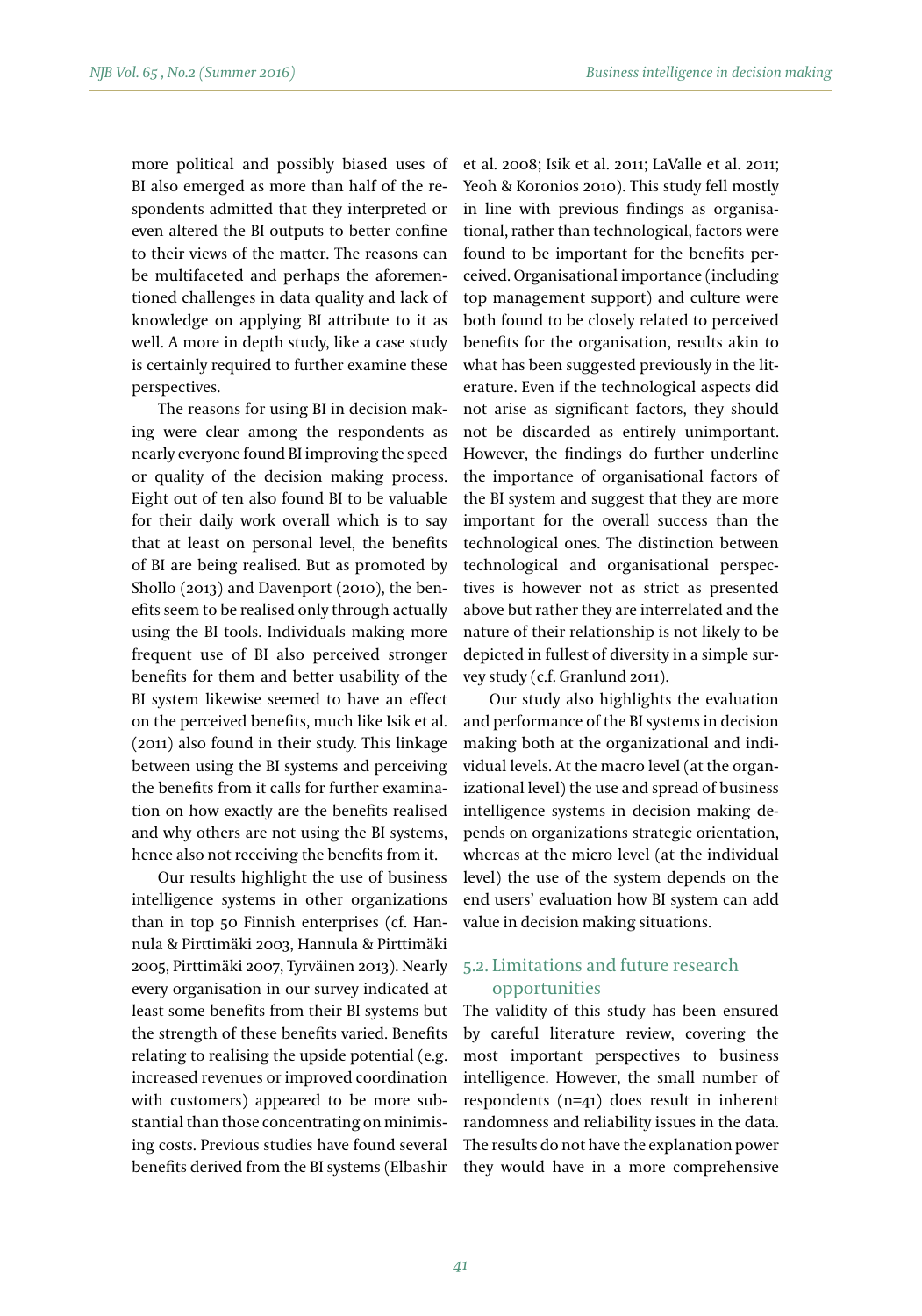more political and possibly biased uses of BI also emerged as more than half of the respondents admitted that they interpreted or even altered the BI outputs to better confine to their views of the matter. The reasons can be multifaceted and perhaps the aforementioned challenges in data quality and lack of knowledge on applying BI attribute to it as well. A more in depth study, like a case study is certainly required to further examine these perspectives.

The reasons for using BI in decision making were clear among the respondents as nearly everyone found BI improving the speed or quality of the decision making process. Eight out of ten also found BI to be valuable for their daily work overall which is to say that at least on personal level, the benefits of BI are being realised. But as promoted by Shollo (2013) and Davenport (2010), the benefits seem to be realised only through actually using the BI tools. Individuals making more frequent use of BI also perceived stronger benefits for them and better usability of the BI system likewise seemed to have an effect on the perceived benefits, much like Isik et al. (2011) also found in their study. This linkage between using the BI systems and perceiving the benefits from it calls for further examination on how exactly are the benefits realised and why others are not using the BI systems, hence also not receiving the benefits from it.

Our results highlight the use of business intelligence systems in other organizations than in top 50 Finnish enterprises (cf. Hannula & Pirttimäki 2003, Hannula & Pirttimäki 2005, Pirttimäki 2007, Tyrväinen 2013). Nearly every organisation in our survey indicated at least some benefits from their BI systems but the strength of these benefits varied. Benefits relating to realising the upside potential (e.g. increased revenues or improved coordination with customers) appeared to be more substantial than those concentrating on minimising costs. Previous studies have found several benefits derived from the BI systems (Elbashir et al. 2008; Isik et al. 2011; LaValle et al. 2011; Yeoh & Koronios 2010). This study fell mostly in line with previous findings as organisational, rather than technological, factors were found to be important for the benefits perceived. Organisational importance (including top management support) and culture were both found to be closely related to perceived benefits for the organisation, results akin to what has been suggested previously in the literature. Even if the technological aspects did not arise as significant factors, they should not be discarded as entirely unimportant. However, the findings do further underline the importance of organisational factors of the BI system and suggest that they are more important for the overall success than the technological ones. The distinction between technological and organisational perspectives is however not as strict as presented above but rather they are interrelated and the nature of their relationship is not likely to be depicted in fullest of diversity in a simple survey study (c.f. Granlund 2011).

Our study also highlights the evaluation and performance of the BI systems in decision making both at the organizational and individual levels. At the macro level (at the organizational level) the use and spread of business intelligence systems in decision making depends on organizations strategic orientation, whereas at the micro level (at the individual level) the use of the system depends on the end users' evaluation how BI system can add value in decision making situations.

### 5.2. Limitations and future research opportunities

The validity of this study has been ensured by careful literature review, covering the most important perspectives to business intelligence. However, the small number of respondents (n=41) does result in inherent randomness and reliability issues in the data. The results do not have the explanation power they would have in a more comprehensive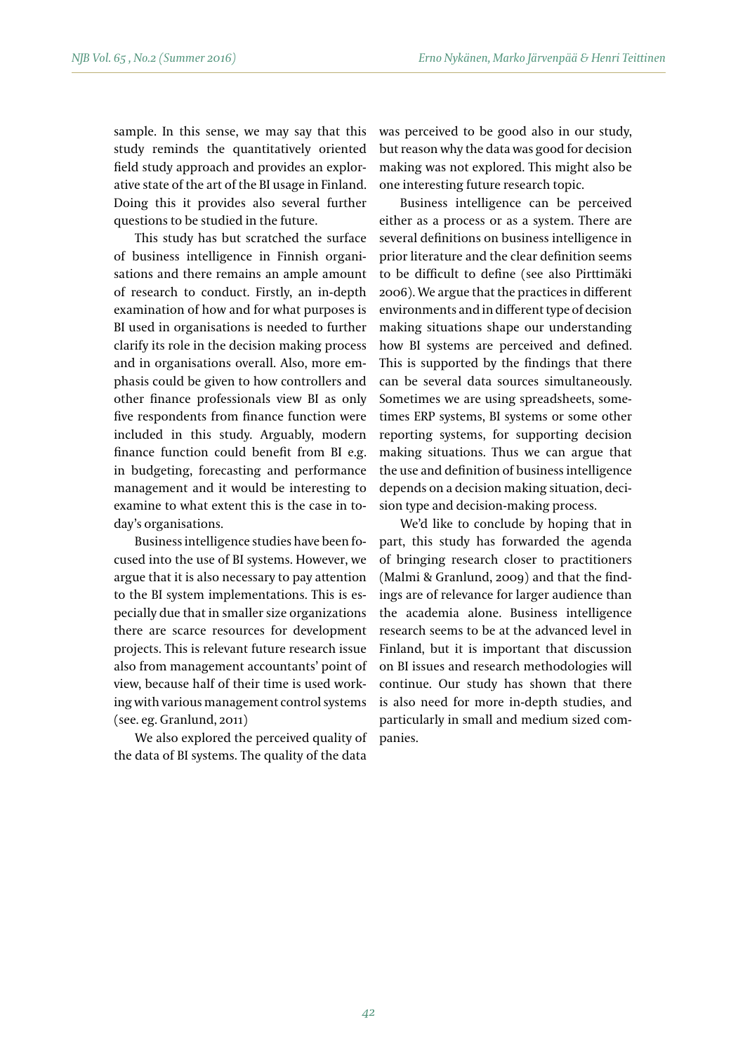sample. In this sense, we may say that this study reminds the quantitatively oriented field study approach and provides an explorative state of the art of the BI usage in Finland. Doing this it provides also several further questions to be studied in the future.

This study has but scratched the surface of business intelligence in Finnish organisations and there remains an ample amount of research to conduct. Firstly, an in-depth examination of how and for what purposes is BI used in organisations is needed to further clarify its role in the decision making process and in organisations overall. Also, more emphasis could be given to how controllers and other finance professionals view BI as only five respondents from finance function were included in this study. Arguably, modern finance function could benefit from BI e.g. in budgeting, forecasting and performance management and it would be interesting to examine to what extent this is the case in today's organisations.

Business intelligence studies have been focused into the use of BI systems. However, we argue that it is also necessary to pay attention to the BI system implementations. This is especially due that in smaller size organizations there are scarce resources for development projects. This is relevant future research issue also from management accountants' point of view, because half of their time is used working with various management control systems (see. eg. Granlund, 2011)

We also explored the perceived quality of the data of BI systems. The quality of the data was perceived to be good also in our study, but reason why the data was good for decision making was not explored. This might also be one interesting future research topic.

Business intelligence can be perceived either as a process or as a system. There are several definitions on business intelligence in prior literature and the clear definition seems to be difficult to define (see also Pirttimäki 2006). We argue that the practices in different environments and in different type of decision making situations shape our understanding how BI systems are perceived and defined. This is supported by the findings that there can be several data sources simultaneously. Sometimes we are using spreadsheets, sometimes ERP systems, BI systems or some other reporting systems, for supporting decision making situations. Thus we can argue that the use and definition of business intelligence depends on a decision making situation, decision type and decision-making process.

We'd like to conclude by hoping that in part, this study has forwarded the agenda of bringing research closer to practitioners (Malmi & Granlund, 2009) and that the findings are of relevance for larger audience than the academia alone. Business intelligence research seems to be at the advanced level in Finland, but it is important that discussion on BI issues and research methodologies will continue. Our study has shown that there is also need for more in-depth studies, and particularly in small and medium sized companies.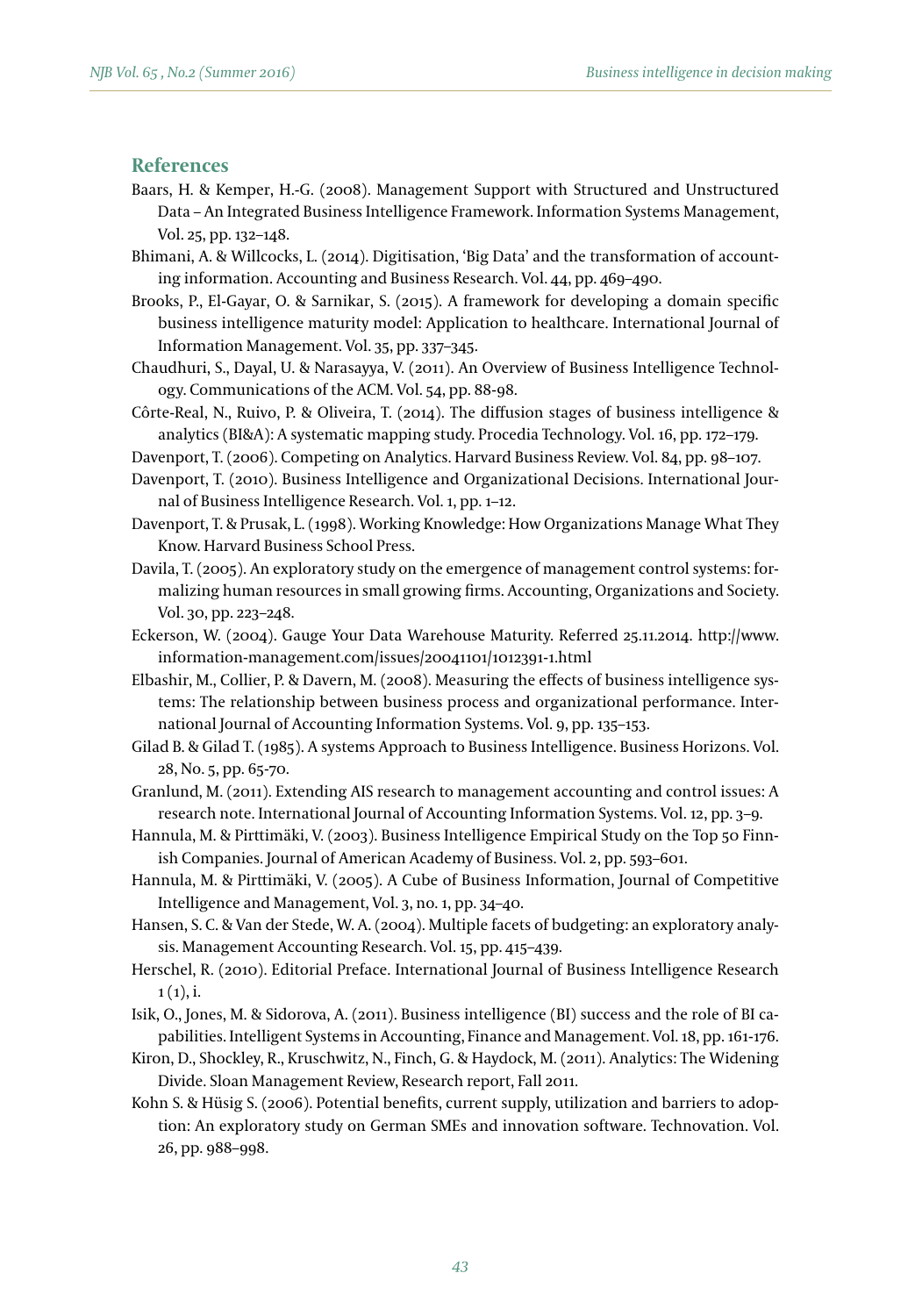## References

Baars, H. & Kemper, H.-G. (2008). Management Support with Structured and Unstructured Data – An Integrated Business Intelligence Framework. Information Systems Management, Vol. 25, pp. 132–148.

Bhimani, A. & Willcocks, L. (2014). Digitisation, 'Big Data' and the transformation of accounting information. Accounting and Business Research. Vol. 44, pp. 469–490.

Brooks, P., El-Gayar, O. & Sarnikar, S. (2015). A framework for developing a domain specific business intelligence maturity model: Application to healthcare. International Journal of Information Management. Vol. 35, pp. 337–345.

Chaudhuri, S., Dayal, U. & Narasayya, V. (2011). An Overview of Business Intelligence Technology. Communications of the ACM. Vol. 54, pp. 88-98.

Côrte-Real, N., Ruivo, P. & Oliveira, T. (2014). The diffusion stages of business intelligence & analytics (BI&A): A systematic mapping study. Procedia Technology. Vol. 16, pp. 172–179.

Davenport, T. (2006). Competing on Analytics. Harvard Business Review. Vol. 84, pp. 98–107.

Davenport, T. (2010). Business Intelligence and Organizational Decisions. International Journal of Business Intelligence Research. Vol. 1, pp. 1–12.

Davenport, T. & Prusak, L. (1998). Working Knowledge: How Organizations Manage What They Know. Harvard Business School Press.

Davila, T. (2005). An exploratory study on the emergence of management control systems: formalizing human resources in small growing firms. Accounting, Organizations and Society. Vol. 30, pp. 223–248.

Eckerson, W. (2004). Gauge Your Data Warehouse Maturity. Referred 25.11.2014. http://www.information-management.com/issues/20041101/1012391-1.html

Elbashir, M., Collier, P. & Davern, M. (2008). Measuring the effects of business intelligence systems: The relationship between business process and organizational performance. International Journal of Accounting Information Systems. Vol. 9, pp. 135–153.

Gilad B. & Gilad T. (1985). A systems Approach to Business Intelligence. Business Horizons. Vol. 28, No. 5, pp. 65-70.

Granlund, M. (2011). Extending AIS research to management accounting and control issues: A research note. International Journal of Accounting Information Systems. Vol. 12, pp. 3–9.

Hannula, M. & Pirttimäki, V. (2003). Business Intelligence Empirical Study on the Top 50 Finnish Companies. Journal of American Academy of Business. Vol. 2, pp. 593–601.

Hannula, M. & Pirttimäki, V. (2005). A Cube of Business Information, Journal of Competitive Intelligence and Management, Vol. 3, no. 1, pp. 34–40.

Hansen, S. C. & Van der Stede, W. A. (2004). Multiple facets of budgeting: an exploratory analysis. Management Accounting Research. Vol. 15, pp. 415–439.

Herschel, R. (2010). Editorial Preface. International Journal of Business Intelligence Research 1 (1), i.

Isik, O., Jones, M. & Sidorova, A. (2011). Business intelligence (BI) success and the role of BI capabilities. Intelligent Systems in Accounting, Finance and Management. Vol. 18, pp. 161-176.

Kiron, D., Shockley, R., Kruschwitz, N., Finch, G. & Haydock, M. (2011). Analytics: The Widening Divide. Sloan Management Review, Research report, Fall 2011.

Kohn S. & Hüsig S. (2006). Potential benefits, current supply, utilization and barriers to adoption: An exploratory study on German SMEs and innovation software. Technovation. Vol. 26, pp. 988–998.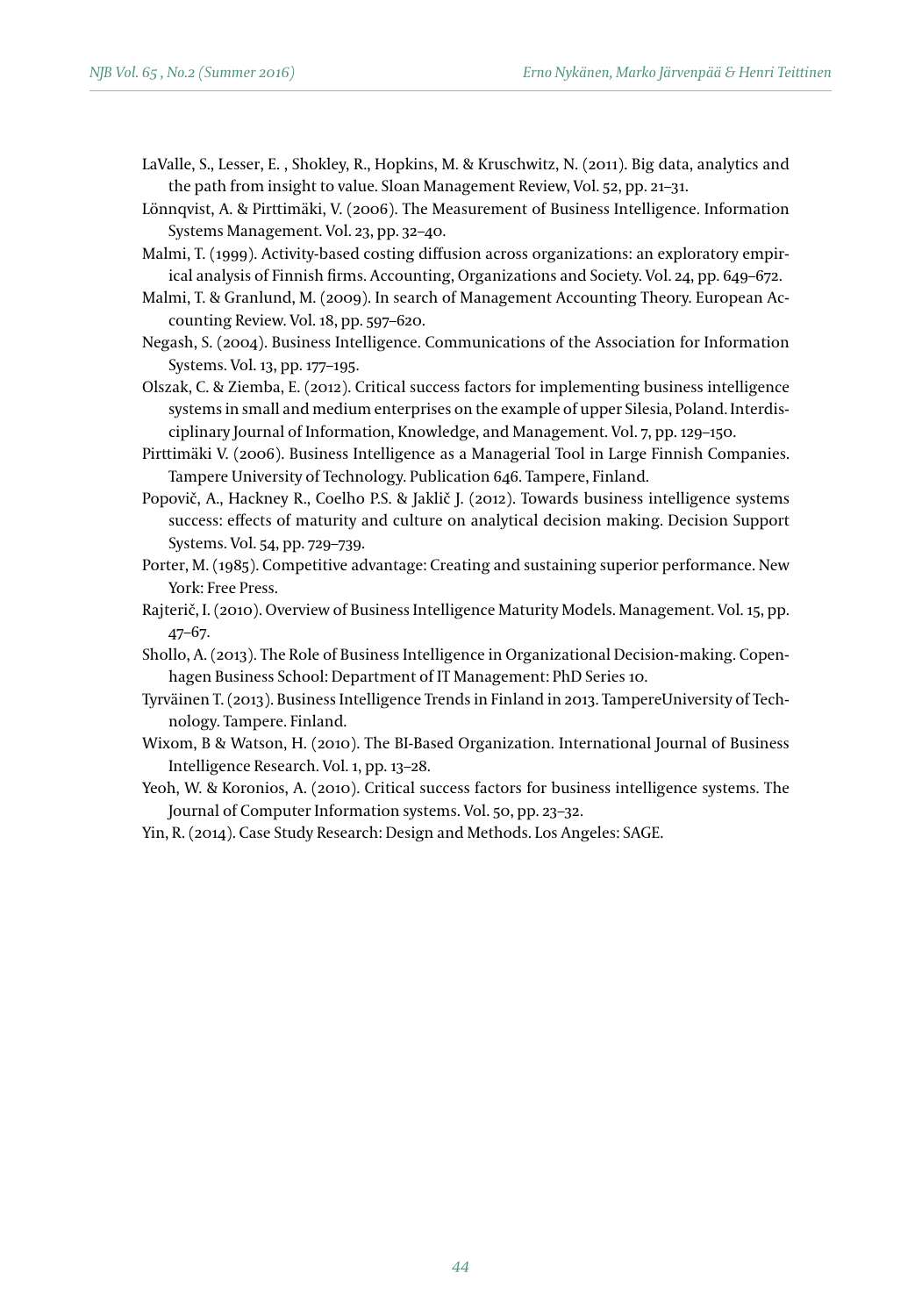LaValle, S., Lesser, E. , Shokley, R., Hopkins, M. & Kruschwitz, N. (2011). Big data, analytics and the path from insight to value. Sloan Management Review, Vol. 52, pp. 21–31.

Lönnqvist, A. & Pirttimäki, V. (2006). The Measurement of Business Intelligence. Information Systems Management. Vol. 23, pp. 32–40.

Malmi, T. (1999). Activity-based costing diffusion across organizations: an exploratory empirical analysis of Finnish firms. Accounting, Organizations and Society. Vol. 24, pp. 649–672.

Malmi, T. & Granlund, M. (2009). In search of Management Accounting Theory. European Accounting Review. Vol. 18, pp. 597–620.

Negash, S. (2004). Business Intelligence. Communications of the Association for Information Systems. Vol. 13, pp. 177–195.

Olszak, C. & Ziemba, E. (2012). Critical success factors for implementing business intelligence systems in small and medium enterprises on the example of upper Silesia, Poland. Interdisciplinary Journal of Information, Knowledge, and Management. Vol. 7, pp. 129–150.

Pirttimäki V. (2006). Business Intelligence as a Managerial Tool in Large Finnish Companies. Tampere University of Technology. Publication 646. Tampere, Finland.

Popovič, A., Hackney R., Coelho P.S. & Jaklič J. (2012). Towards business intelligence systems success: effects of maturity and culture on analytical decision making. Decision Support Systems. Vol. 54, pp. 729–739.

Porter, M. (1985). Competitive advantage: Creating and sustaining superior performance. New York: Free Press.

Rajterič, I. (2010). Overview of Business Intelligence Maturity Models. Management. Vol. 15, pp. 47–67.

Shollo, A. (2013). The Role of Business Intelligence in Organizational Decision-making. Copenhagen Business School: Department of IT Management: PhD Series 10.

Tyrväinen T. (2013). Business Intelligence Trends in Finland in 2013. TampereUniversity of Technology. Tampere. Finland.

Wixom, B & Watson, H. (2010). The BI-Based Organization. International Journal of Business Intelligence Research. Vol. 1, pp. 13–28.

Yeoh, W. & Koronios, A. (2010). Critical success factors for business intelligence systems. The Journal of Computer Information systems. Vol. 50, pp. 23–32.

Yin, R. (2014). Case Study Research: Design and Methods. Los Angeles: SAGE.